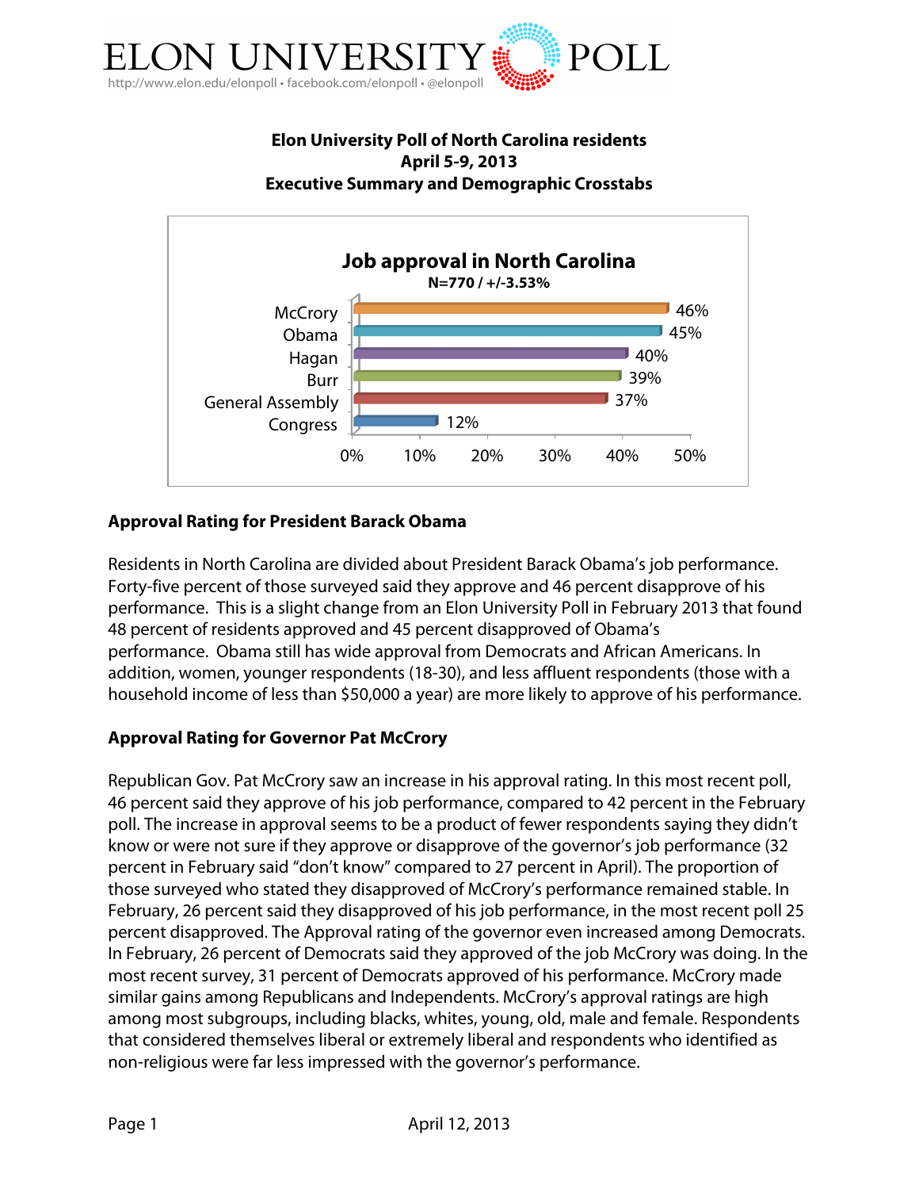# ELON UNIVERSITY POLL

http://www.elon.edu/elonpoll • facebook.com/elonpoll • @elonpoll

**Elon University Poll of North Carolina residents**
**April 5-9, 2013**
**Executive Summary and Demographic Crosstabs**

**Job approval in North Carolina**
**N=770 / +/-3.53%**

| | Approval |
|---|---|
| McCrory | 46% |
| Obama | 45% |
| Hagan | 40% |
| Burr | 39% |
| General Assembly | 37% |
| Congress | 12% |

## Approval Rating for President Barack Obama

Residents in North Carolina are divided about President Barack Obama's job performance. Forty-five percent of those surveyed said they approve and 46 percent disapprove of his performance. This is a slight change from an Elon University Poll in February 2013 that found 48 percent of residents approved and 45 percent disapproved of Obama's performance. Obama still has wide approval from Democrats and African Americans. In addition, women, younger respondents (18-30), and less affluent respondents (those with a household income of less than $50,000 a year) are more likely to approve of his performance.

## Approval Rating for Governor Pat McCrory

Republican Gov. Pat McCrory saw an increase in his approval rating. In this most recent poll, 46 percent said they approve of his job performance, compared to 42 percent in the February poll. The increase in approval seems to be a product of fewer respondents saying they didn't know or were not sure if they approve or disapprove of the governor's job performance (32 percent in February said "don't know" compared to 27 percent in April). The proportion of those surveyed who stated they disapproved of McCrory's performance remained stable. In February, 26 percent said they disapproved of his job performance, in the most recent poll 25 percent disapproved. The Approval rating of the governor even increased among Democrats. In February, 26 percent of Democrats said they approved of the job McCrory was doing. In the most recent survey, 31 percent of Democrats approved of his performance. McCrory made similar gains among Republicans and Independents. McCrory's approval ratings are high among most subgroups, including blacks, whites, young, old, male and female. Respondents that considered themselves liberal or extremely liberal and respondents who identified as non-religious were far less impressed with the governor's performance.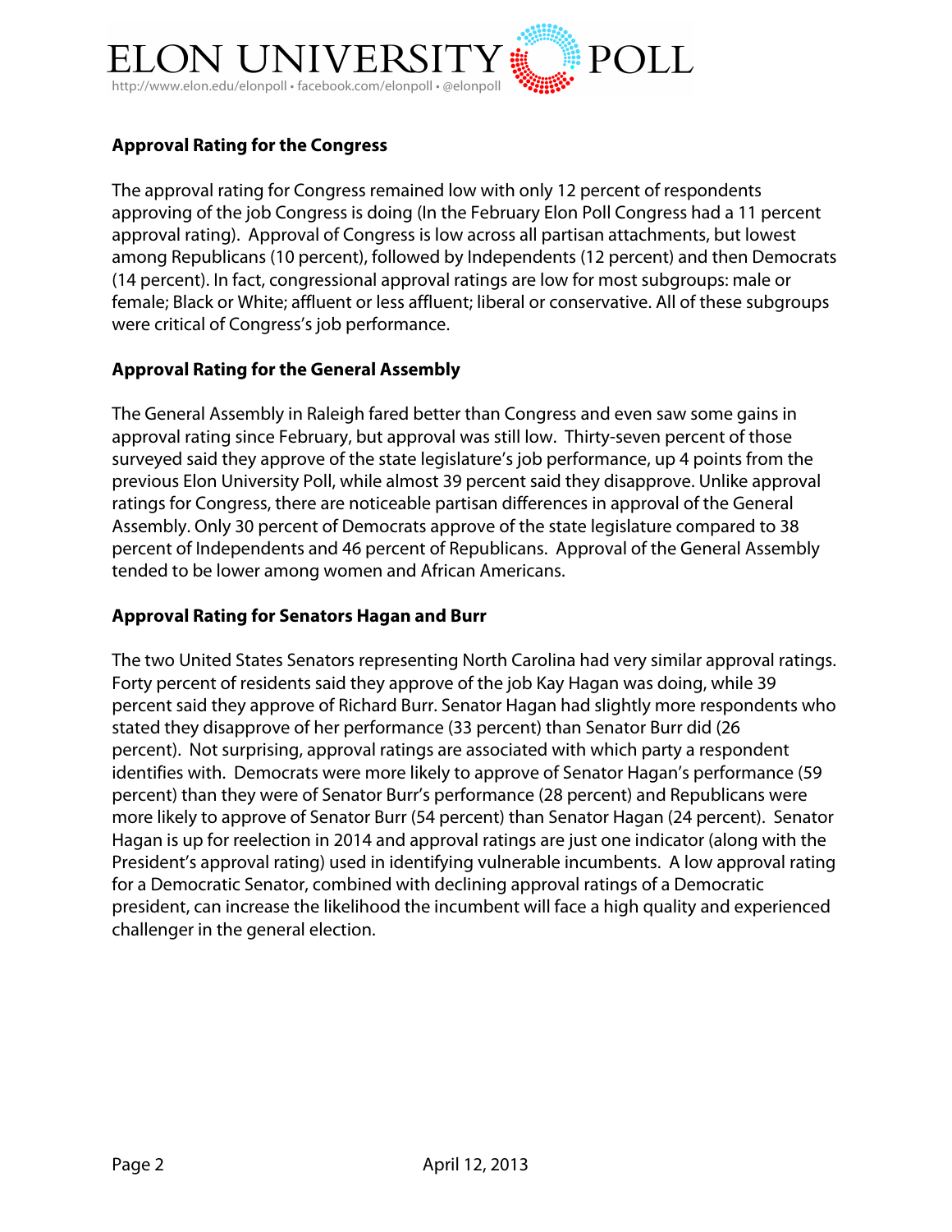## Approval Rating for the Congress

The approval rating for Congress remained low with only 12 percent of respondents approving of the job Congress is doing (In the February Elon Poll Congress had a 11 percent approval rating). Approval of Congress is low across all partisan attachments, but lowest among Republicans (10 percent), followed by Independents (12 percent) and then Democrats (14 percent). In fact, congressional approval ratings are low for most subgroups: male or female; Black or White; affluent or less affluent; liberal or conservative. All of these subgroups were critical of Congress's job performance.

## Approval Rating for the General Assembly

The General Assembly in Raleigh fared better than Congress and even saw some gains in approval rating since February, but approval was still low. Thirty-seven percent of those surveyed said they approve of the state legislature's job performance, up 4 points from the previous Elon University Poll, while almost 39 percent said they disapprove. Unlike approval ratings for Congress, there are noticeable partisan differences in approval of the General Assembly. Only 30 percent of Democrats approve of the state legislature compared to 38 percent of Independents and 46 percent of Republicans. Approval of the General Assembly tended to be lower among women and African Americans.

## Approval Rating for Senators Hagan and Burr

The two United States Senators representing North Carolina had very similar approval ratings. Forty percent of residents said they approve of the job Kay Hagan was doing, while 39 percent said they approve of Richard Burr. Senator Hagan had slightly more respondents who stated they disapprove of her performance (33 percent) than Senator Burr did (26 percent). Not surprising, approval ratings are associated with which party a respondent identifies with. Democrats were more likely to approve of Senator Hagan's performance (59 percent) than they were of Senator Burr's performance (28 percent) and Republicans were more likely to approve of Senator Burr (54 percent) than Senator Hagan (24 percent). Senator Hagan is up for reelection in 2014 and approval ratings are just one indicator (along with the President's approval rating) used in identifying vulnerable incumbents. A low approval rating for a Democratic Senator, combined with declining approval ratings of a Democratic president, can increase the likelihood the incumbent will face a high quality and experienced challenger in the general election.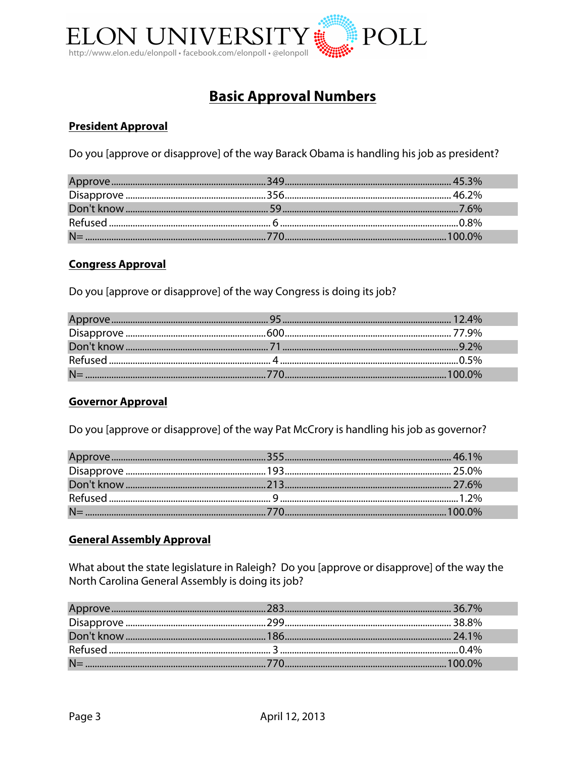# Basic Approval Numbers

## President Approval

Do you [approve or disapprove] of the way Barack Obama is handling his job as president?

| | | |
|---|---|---|
| Approve | 349 | 45.3% |
| Disapprove | 356 | 46.2% |
| Don't know | 59 | 7.6% |
| Refused | 6 | 0.8% |
| N= | 770 | 100.0% |

## Congress Approval

Do you [approve or disapprove] of the way Congress is doing its job?

| | | |
|---|---|---|
| Approve | 95 | 12.4% |
| Disapprove | 600 | 77.9% |
| Don't know | 71 | 9.2% |
| Refused | 4 | 0.5% |
| N= | 770 | 100.0% |

## Governor Approval

Do you [approve or disapprove] of the way Pat McCrory is handling his job as governor?

| | | |
|---|---|---|
| Approve | 355 | 46.1% |
| Disapprove | 193 | 25.0% |
| Don't know | 213 | 27.6% |
| Refused | 9 | 1.2% |
| N= | 770 | 100.0% |

## General Assembly Approval

What about the state legislature in Raleigh? Do you [approve or disapprove] of the way the North Carolina General Assembly is doing its job?

| | | |
|---|---|---|
| Approve | 283 | 36.7% |
| Disapprove | 299 | 38.8% |
| Don't know | 186 | 24.1% |
| Refused | 3 | 0.4% |
| N= | 770 | 100.0% |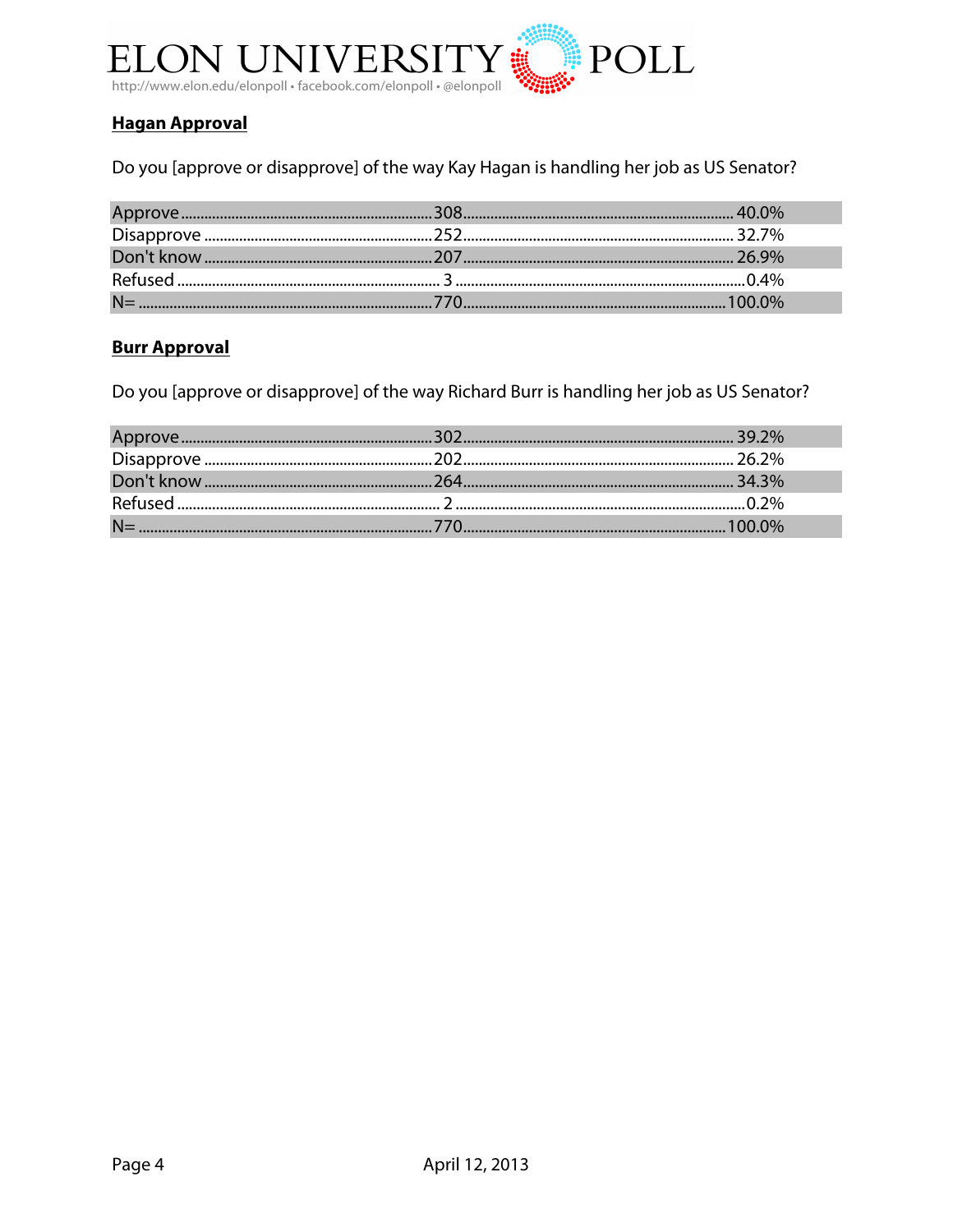## Hagan Approval

Do you [approve or disapprove] of the way Kay Hagan is handling her job as US Senator?

| | | |
|---|---|---|
| Approve | 308 | 40.0% |
| Disapprove | 252 | 32.7% |
| Don't know | 207 | 26.9% |
| Refused | 3 | 0.4% |
| N= | 770 | 100.0% |

## Burr Approval

Do you [approve or disapprove] of the way Richard Burr is handling her job as US Senator?

| | | |
|---|---|---|
| Approve | 302 | 39.2% |
| Disapprove | 202 | 26.2% |
| Don't know | 264 | 34.3% |
| Refused | 2 | 0.2% |
| N= | 770 | 100.0% |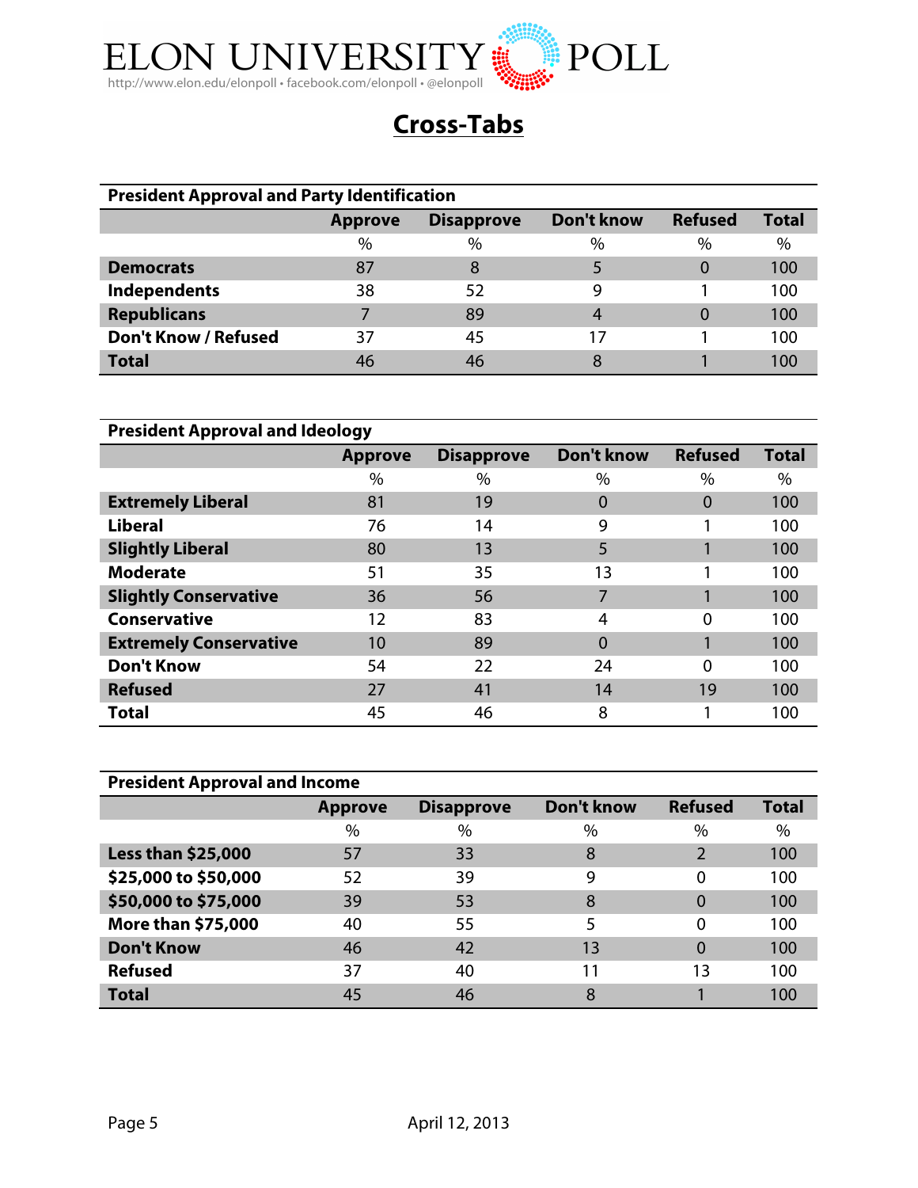# Cross-Tabs

**President Approval and Party Identification**

| | Approve | Disapprove | Don't know | Refused | Total |
|---|---|---|---|---|---|
| | % | % | % | % | % |
| **Democrats** | 87 | 8 | 5 | 0 | 100 |
| **Independents** | 38 | 52 | 9 | 1 | 100 |
| **Republicans** | 7 | 89 | 4 | 0 | 100 |
| **Don't Know / Refused** | 37 | 45 | 17 | 1 | 100 |
| **Total** | 46 | 46 | 8 | 1 | 100 |

**President Approval and Ideology**

| | Approve | Disapprove | Don't know | Refused | Total |
|---|---|---|---|---|---|
| | % | % | % | % | % |
| **Extremely Liberal** | 81 | 19 | 0 | 0 | 100 |
| **Liberal** | 76 | 14 | 9 | 1 | 100 |
| **Slightly Liberal** | 80 | 13 | 5 | 1 | 100 |
| **Moderate** | 51 | 35 | 13 | 1 | 100 |
| **Slightly Conservative** | 36 | 56 | 7 | 1 | 100 |
| **Conservative** | 12 | 83 | 4 | 0 | 100 |
| **Extremely Conservative** | 10 | 89 | 0 | 1 | 100 |
| **Don't Know** | 54 | 22 | 24 | 0 | 100 |
| **Refused** | 27 | 41 | 14 | 19 | 100 |
| **Total** | 45 | 46 | 8 | 1 | 100 |

**President Approval and Income**

| | Approve | Disapprove | Don't know | Refused | Total |
|---|---|---|---|---|---|
| | % | % | % | % | % |
| **Less than $25,000** | 57 | 33 | 8 | 2 | 100 |
| **$25,000 to $50,000** | 52 | 39 | 9 | 0 | 100 |
| **$50,000 to $75,000** | 39 | 53 | 8 | 0 | 100 |
| **More than $75,000** | 40 | 55 | 5 | 0 | 100 |
| **Don't Know** | 46 | 42 | 13 | 0 | 100 |
| **Refused** | 37 | 40 | 11 | 13 | 100 |
| **Total** | 45 | 46 | 8 | 1 | 100 |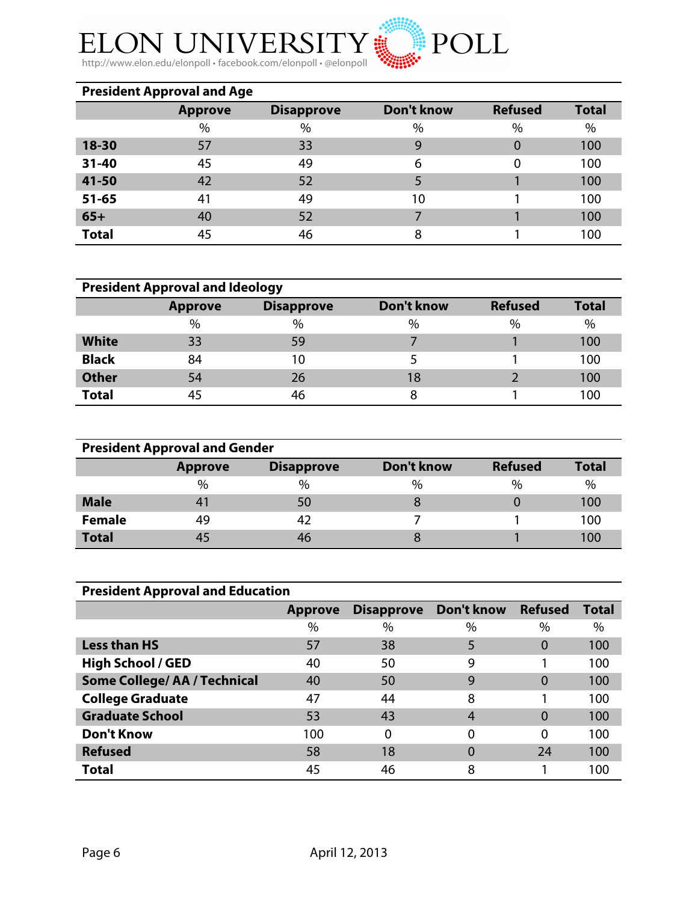**President Approval and Age**

| | Approve | Disapprove | Don't know | Refused | Total |
|---|---|---|---|---|---|
| | % | % | % | % | % |
| **18-30** | 57 | 33 | 9 | 0 | 100 |
| **31-40** | 45 | 49 | 6 | 0 | 100 |
| **41-50** | 42 | 52 | 5 | 1 | 100 |
| **51-65** | 41 | 49 | 10 | 1 | 100 |
| **65+** | 40 | 52 | 7 | 1 | 100 |
| **Total** | 45 | 46 | 8 | 1 | 100 |

**President Approval and Ideology**

| | Approve | Disapprove | Don't know | Refused | Total |
|---|---|---|---|---|---|
| | % | % | % | % | % |
| **White** | 33 | 59 | 7 | 1 | 100 |
| **Black** | 84 | 10 | 5 | 1 | 100 |
| **Other** | 54 | 26 | 18 | 2 | 100 |
| **Total** | 45 | 46 | 8 | 1 | 100 |

**President Approval and Gender**

| | Approve | Disapprove | Don't know | Refused | Total |
|---|---|---|---|---|---|
| | % | % | % | % | % |
| **Male** | 41 | 50 | 8 | 0 | 100 |
| **Female** | 49 | 42 | 7 | 1 | 100 |
| **Total** | 45 | 46 | 8 | 1 | 100 |

**President Approval and Education**

| | Approve | Disapprove | Don't know | Refused | Total |
|---|---|---|---|---|---|
| | % | % | % | % | % |
| **Less than HS** | 57 | 38 | 5 | 0 | 100 |
| **High School / GED** | 40 | 50 | 9 | 1 | 100 |
| **Some College/ AA / Technical** | 40 | 50 | 9 | 0 | 100 |
| **College Graduate** | 47 | 44 | 8 | 1 | 100 |
| **Graduate School** | 53 | 43 | 4 | 0 | 100 |
| **Don't Know** | 100 | 0 | 0 | 0 | 100 |
| **Refused** | 58 | 18 | 0 | 24 | 100 |
| **Total** | 45 | 46 | 8 | 1 | 100 |

April 12, 2013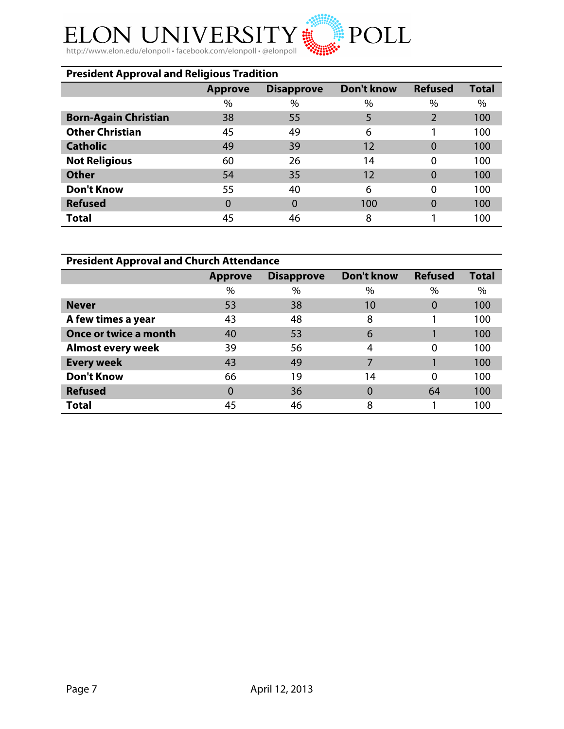| President Approval and Religious Tradition | | | | | |
|---|---|---|---|---|---|
| | **Approve** | **Disapprove** | **Don't know** | **Refused** | **Total** |
| | % | % | % | % | % |
| **Born-Again Christian** | 38 | 55 | 5 | 2 | 100 |
| **Other Christian** | 45 | 49 | 6 | 1 | 100 |
| **Catholic** | 49 | 39 | 12 | 0 | 100 |
| **Not Religious** | 60 | 26 | 14 | 0 | 100 |
| **Other** | 54 | 35 | 12 | 0 | 100 |
| **Don't Know** | 55 | 40 | 6 | 0 | 100 |
| **Refused** | 0 | 0 | 100 | 0 | 100 |
| **Total** | 45 | 46 | 8 | 1 | 100 |

| President Approval and Church Attendance | | | | | |
|---|---|---|---|---|---|
| | **Approve** | **Disapprove** | **Don't know** | **Refused** | **Total** |
| | % | % | % | % | % |
| **Never** | 53 | 38 | 10 | 0 | 100 |
| **A few times a year** | 43 | 48 | 8 | 1 | 100 |
| **Once or twice a month** | 40 | 53 | 6 | 1 | 100 |
| **Almost every week** | 39 | 56 | 4 | 0 | 100 |
| **Every week** | 43 | 49 | 7 | 1 | 100 |
| **Don't Know** | 66 | 19 | 14 | 0 | 100 |
| **Refused** | 0 | 36 | 0 | 64 | 100 |
| **Total** | 45 | 46 | 8 | 1 | 100 |

April 12, 2013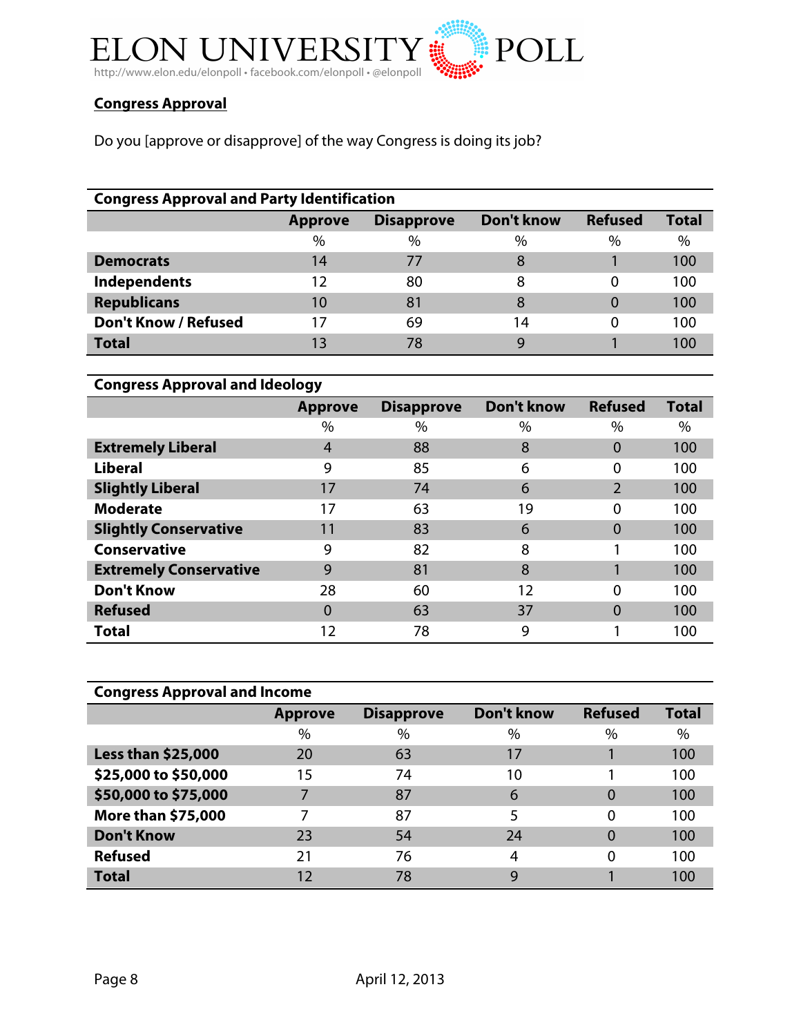## Congress Approval

Do you [approve or disapprove] of the way Congress is doing its job?

**Congress Approval and Party Identification**

| | Approve | Disapprove | Don't know | Refused | Total |
|---|---|---|---|---|---|
| | % | % | % | % | % |
| **Democrats** | 14 | 77 | 8 | 1 | 100 |
| **Independents** | 12 | 80 | 8 | 0 | 100 |
| **Republicans** | 10 | 81 | 8 | 0 | 100 |
| **Don't Know / Refused** | 17 | 69 | 14 | 0 | 100 |
| **Total** | 13 | 78 | 9 | 1 | 100 |

**Congress Approval and Ideology**

| | Approve | Disapprove | Don't know | Refused | Total |
|---|---|---|---|---|---|
| | % | % | % | % | % |
| **Extremely Liberal** | 4 | 88 | 8 | 0 | 100 |
| **Liberal** | 9 | 85 | 6 | 0 | 100 |
| **Slightly Liberal** | 17 | 74 | 6 | 2 | 100 |
| **Moderate** | 17 | 63 | 19 | 0 | 100 |
| **Slightly Conservative** | 11 | 83 | 6 | 0 | 100 |
| **Conservative** | 9 | 82 | 8 | 1 | 100 |
| **Extremely Conservative** | 9 | 81 | 8 | 1 | 100 |
| **Don't Know** | 28 | 60 | 12 | 0 | 100 |
| **Refused** | 0 | 63 | 37 | 0 | 100 |
| **Total** | 12 | 78 | 9 | 1 | 100 |

**Congress Approval and Income**

| | Approve | Disapprove | Don't know | Refused | Total |
|---|---|---|---|---|---|
| | % | % | % | % | % |
| **Less than $25,000** | 20 | 63 | 17 | 1 | 100 |
| **$25,000 to $50,000** | 15 | 74 | 10 | 1 | 100 |
| **$50,000 to $75,000** | 7 | 87 | 6 | 0 | 100 |
| **More than $75,000** | 7 | 87 | 5 | 0 | 100 |
| **Don't Know** | 23 | 54 | 24 | 0 | 100 |
| **Refused** | 21 | 76 | 4 | 0 | 100 |
| **Total** | 12 | 78 | 9 | 1 | 100 |

April 12, 2013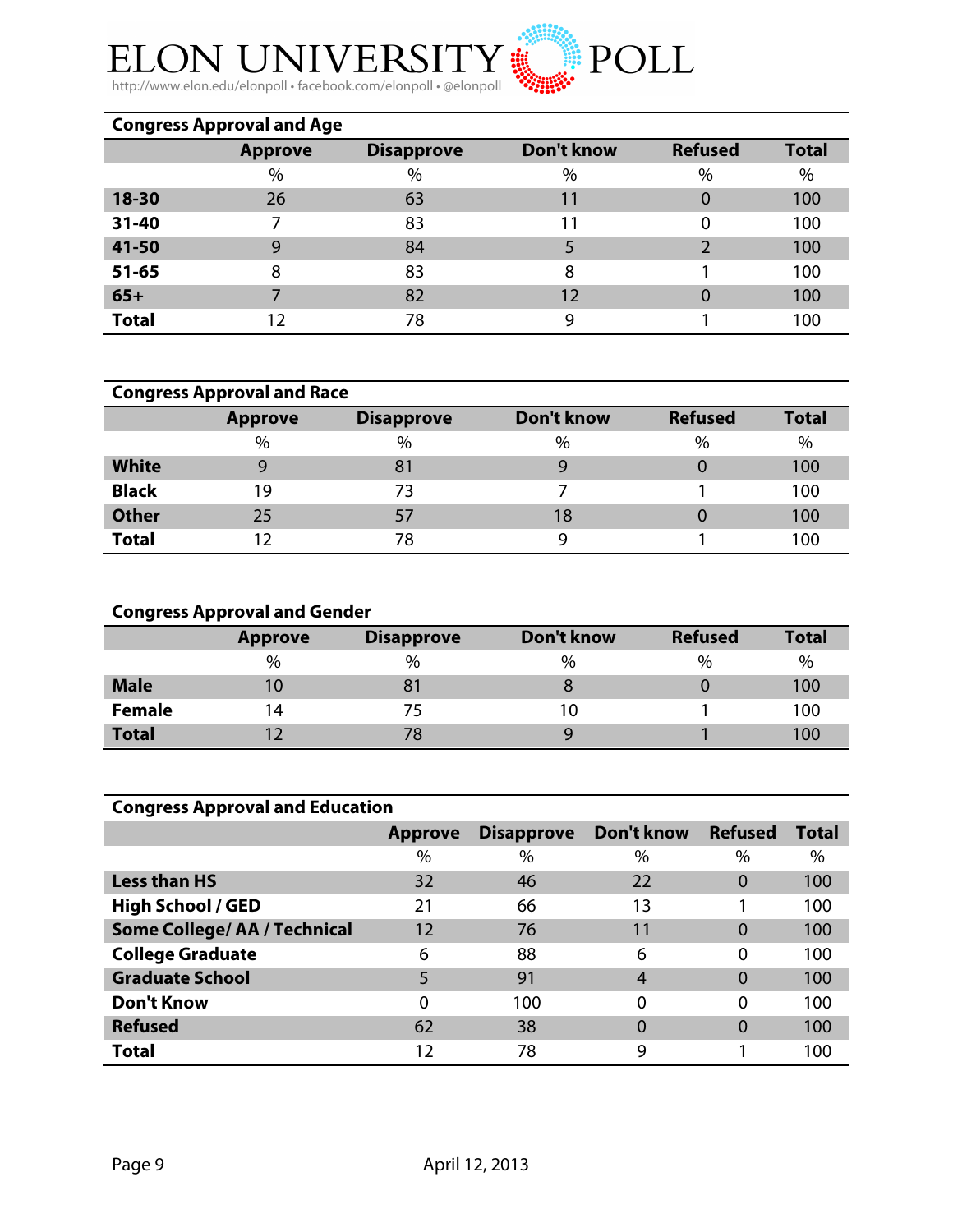## Congress Approval and Age

| | Approve | Disapprove | Don't know | Refused | Total |
|---|---|---|---|---|---|
| | % | % | % | % | % |
| **18-30** | 26 | 63 | 11 | 0 | 100 |
| **31-40** | 7 | 83 | 11 | 0 | 100 |
| **41-50** | 9 | 84 | 5 | 2 | 100 |
| **51-65** | 8 | 83 | 8 | 1 | 100 |
| **65+** | 7 | 82 | 12 | 0 | 100 |
| **Total** | 12 | 78 | 9 | 1 | 100 |

## Congress Approval and Race

| | Approve | Disapprove | Don't know | Refused | Total |
|---|---|---|---|---|---|
| | % | % | % | % | % |
| **White** | 9 | 81 | 9 | 0 | 100 |
| **Black** | 19 | 73 | 7 | 1 | 100 |
| **Other** | 25 | 57 | 18 | 0 | 100 |
| **Total** | 12 | 78 | 9 | 1 | 100 |

## Congress Approval and Gender

| | Approve | Disapprove | Don't know | Refused | Total |
|---|---|---|---|---|---|
| | % | % | % | % | % |
| **Male** | 10 | 81 | 8 | 0 | 100 |
| **Female** | 14 | 75 | 10 | 1 | 100 |
| **Total** | 12 | 78 | 9 | 1 | 100 |

## Congress Approval and Education

| | Approve | Disapprove | Don't know | Refused | Total |
|---|---|---|---|---|---|
| | % | % | % | % | % |
| **Less than HS** | 32 | 46 | 22 | 0 | 100 |
| **High School / GED** | 21 | 66 | 13 | 1 | 100 |
| **Some College/ AA / Technical** | 12 | 76 | 11 | 0 | 100 |
| **College Graduate** | 6 | 88 | 6 | 0 | 100 |
| **Graduate School** | 5 | 91 | 4 | 0 | 100 |
| **Don't Know** | 0 | 100 | 0 | 0 | 100 |
| **Refused** | 62 | 38 | 0 | 0 | 100 |
| **Total** | 12 | 78 | 9 | 1 | 100 |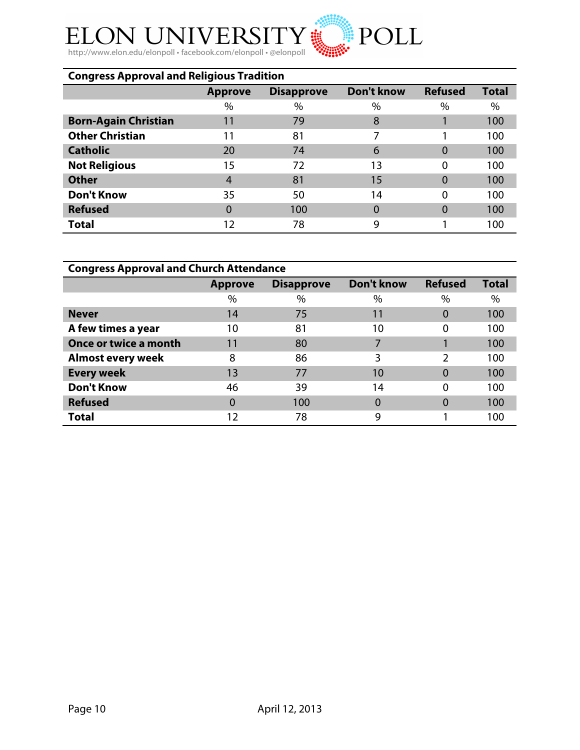## Congress Approval and Religious Tradition

| | Approve | Disapprove | Don't know | Refused | Total |
|---|---|---|---|---|---|
| | % | % | % | % | % |
| **Born-Again Christian** | 11 | 79 | 8 | 1 | 100 |
| **Other Christian** | 11 | 81 | 7 | 1 | 100 |
| **Catholic** | 20 | 74 | 6 | 0 | 100 |
| **Not Religious** | 15 | 72 | 13 | 0 | 100 |
| **Other** | 4 | 81 | 15 | 0 | 100 |
| **Don't Know** | 35 | 50 | 14 | 0 | 100 |
| **Refused** | 0 | 100 | 0 | 0 | 100 |
| **Total** | 12 | 78 | 9 | 1 | 100 |

## Congress Approval and Church Attendance

| | Approve | Disapprove | Don't know | Refused | Total |
|---|---|---|---|---|---|
| | % | % | % | % | % |
| **Never** | 14 | 75 | 11 | 0 | 100 |
| **A few times a year** | 10 | 81 | 10 | 0 | 100 |
| **Once or twice a month** | 11 | 80 | 7 | 1 | 100 |
| **Almost every week** | 8 | 86 | 3 | 2 | 100 |
| **Every week** | 13 | 77 | 10 | 0 | 100 |
| **Don't Know** | 46 | 39 | 14 | 0 | 100 |
| **Refused** | 0 | 100 | 0 | 0 | 100 |
| **Total** | 12 | 78 | 9 | 1 | 100 |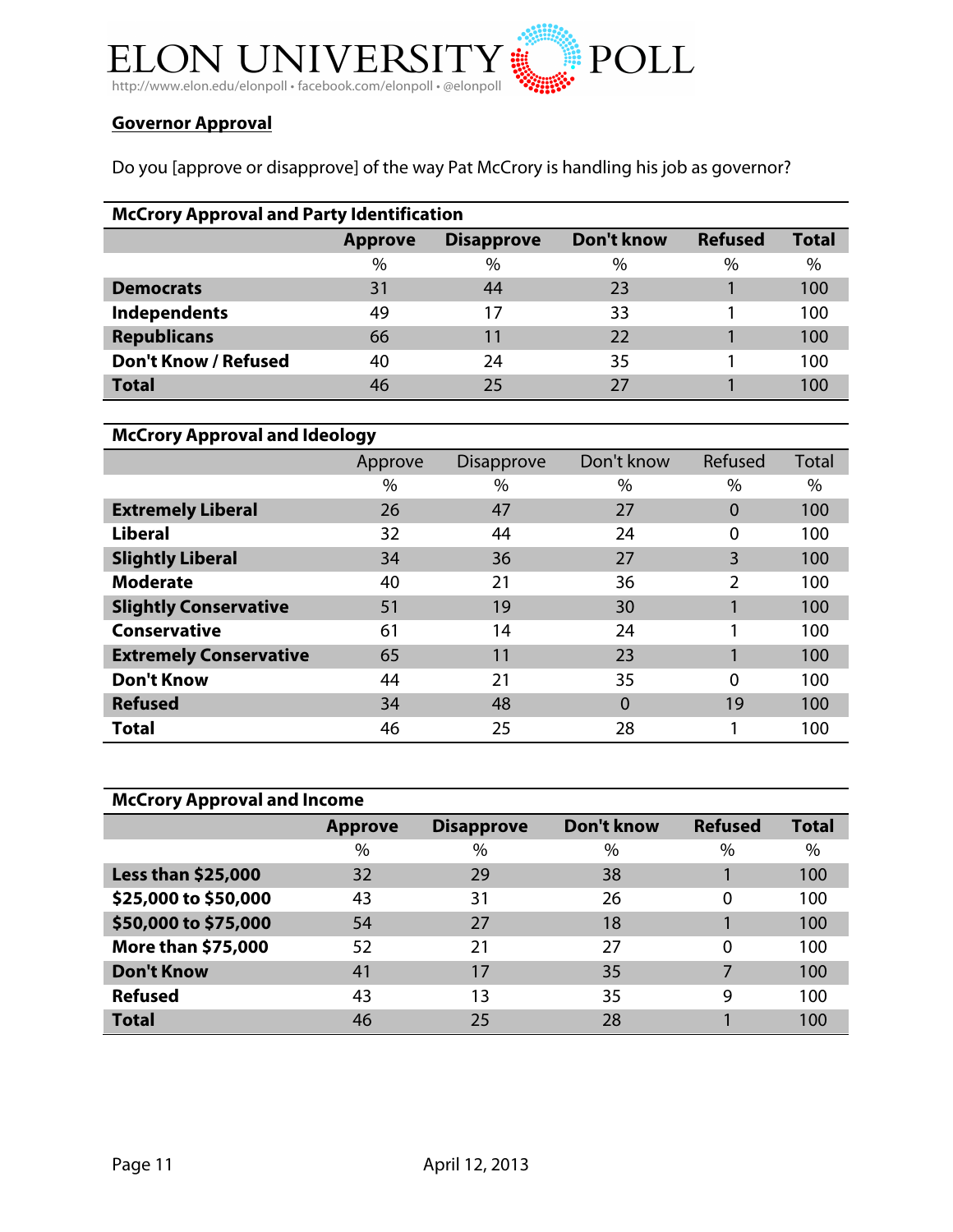## Governor Approval

Do you [approve or disapprove] of the way Pat McCrory is handling his job as governor?

**McCrory Approval and Party Identification**

| | Approve | Disapprove | Don't know | Refused | Total |
|---|---|---|---|---|---|
| | % | % | % | % | % |
| **Democrats** | 31 | 44 | 23 | 1 | 100 |
| **Independents** | 49 | 17 | 33 | 1 | 100 |
| **Republicans** | 66 | 11 | 22 | 1 | 100 |
| **Don't Know / Refused** | 40 | 24 | 35 | 1 | 100 |
| **Total** | 46 | 25 | 27 | 1 | 100 |

**McCrory Approval and Ideology**

| | Approve | Disapprove | Don't know | Refused | Total |
|---|---|---|---|---|---|
| | % | % | % | % | % |
| **Extremely Liberal** | 26 | 47 | 27 | 0 | 100 |
| **Liberal** | 32 | 44 | 24 | 0 | 100 |
| **Slightly Liberal** | 34 | 36 | 27 | 3 | 100 |
| **Moderate** | 40 | 21 | 36 | 2 | 100 |
| **Slightly Conservative** | 51 | 19 | 30 | 1 | 100 |
| **Conservative** | 61 | 14 | 24 | 1 | 100 |
| **Extremely Conservative** | 65 | 11 | 23 | 1 | 100 |
| **Don't Know** | 44 | 21 | 35 | 0 | 100 |
| **Refused** | 34 | 48 | 0 | 19 | 100 |
| **Total** | 46 | 25 | 28 | 1 | 100 |

**McCrory Approval and Income**

| | Approve | Disapprove | Don't know | Refused | Total |
|---|---|---|---|---|---|
| | % | % | % | % | % |
| **Less than $25,000** | 32 | 29 | 38 | 1 | 100 |
| **$25,000 to $50,000** | 43 | 31 | 26 | 0 | 100 |
| **$50,000 to $75,000** | 54 | 27 | 18 | 1 | 100 |
| **More than $75,000** | 52 | 21 | 27 | 0 | 100 |
| **Don't Know** | 41 | 17 | 35 | 7 | 100 |
| **Refused** | 43 | 13 | 35 | 9 | 100 |
| **Total** | 46 | 25 | 28 | 1 | 100 |

April 12, 2013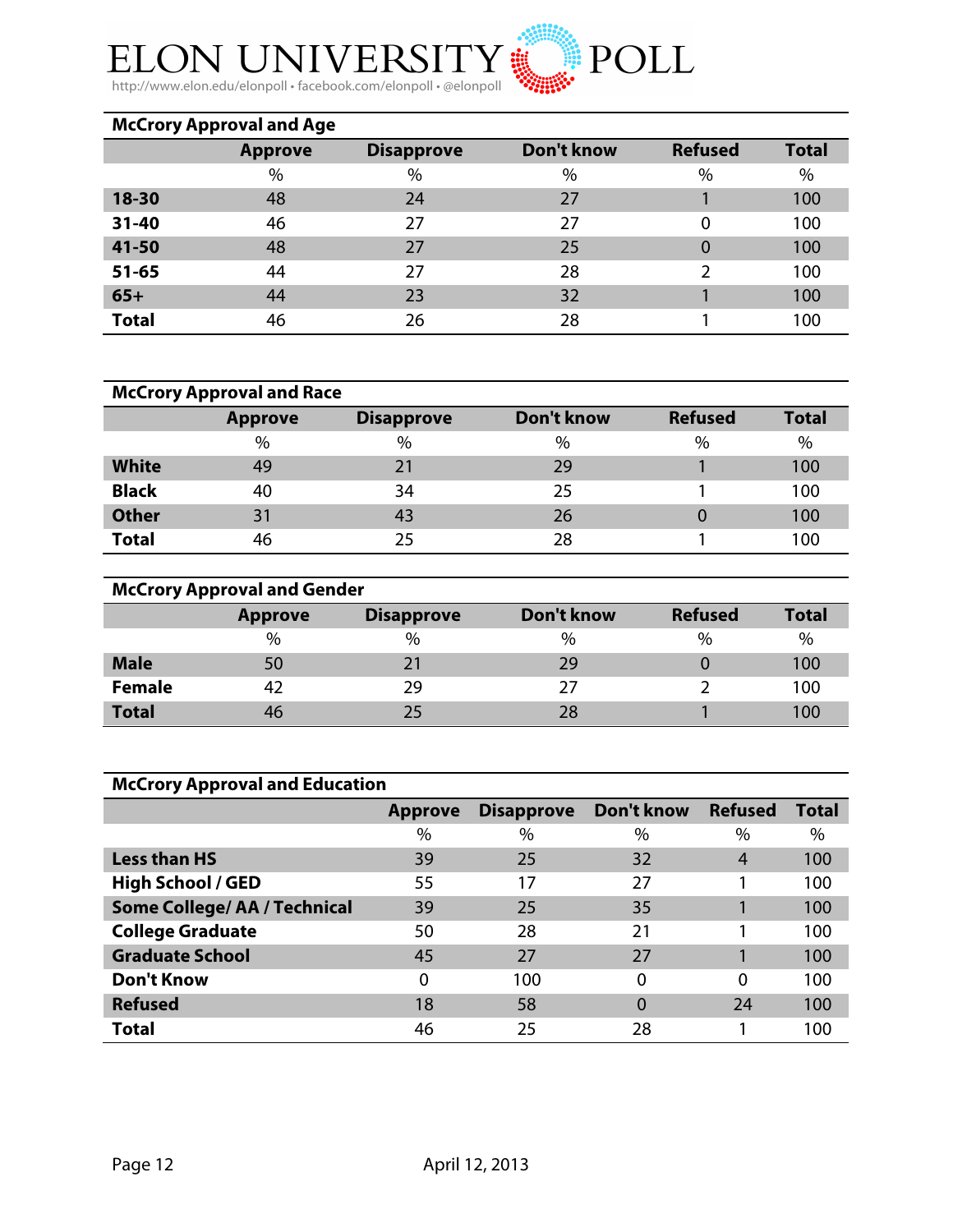### McCrory Approval and Age

| | Approve | Disapprove | Don't know | Refused | Total |
|---|---|---|---|---|---|
| | % | % | % | % | % |
| **18-30** | 48 | 24 | 27 | 1 | 100 |
| **31-40** | 46 | 27 | 27 | 0 | 100 |
| **41-50** | 48 | 27 | 25 | 0 | 100 |
| **51-65** | 44 | 27 | 28 | 2 | 100 |
| **65+** | 44 | 23 | 32 | 1 | 100 |
| **Total** | 46 | 26 | 28 | 1 | 100 |

### McCrory Approval and Race

| | Approve | Disapprove | Don't know | Refused | Total |
|---|---|---|---|---|---|
| | % | % | % | % | % |
| **White** | 49 | 21 | 29 | 1 | 100 |
| **Black** | 40 | 34 | 25 | 1 | 100 |
| **Other** | 31 | 43 | 26 | 0 | 100 |
| **Total** | 46 | 25 | 28 | 1 | 100 |

### McCrory Approval and Gender

| | Approve | Disapprove | Don't know | Refused | Total |
|---|---|---|---|---|---|
| | % | % | % | % | % |
| **Male** | 50 | 21 | 29 | 0 | 100 |
| **Female** | 42 | 29 | 27 | 2 | 100 |
| **Total** | 46 | 25 | 28 | 1 | 100 |

### McCrory Approval and Education

| | Approve | Disapprove | Don't know | Refused | Total |
|---|---|---|---|---|---|
| | % | % | % | % | % |
| **Less than HS** | 39 | 25 | 32 | 4 | 100 |
| **High School / GED** | 55 | 17 | 27 | 1 | 100 |
| **Some College/ AA / Technical** | 39 | 25 | 35 | 1 | 100 |
| **College Graduate** | 50 | 28 | 21 | 1 | 100 |
| **Graduate School** | 45 | 27 | 27 | 1 | 100 |
| **Don't Know** | 0 | 100 | 0 | 0 | 100 |
| **Refused** | 18 | 58 | 0 | 24 | 100 |
| **Total** | 46 | 25 | 28 | 1 | 100 |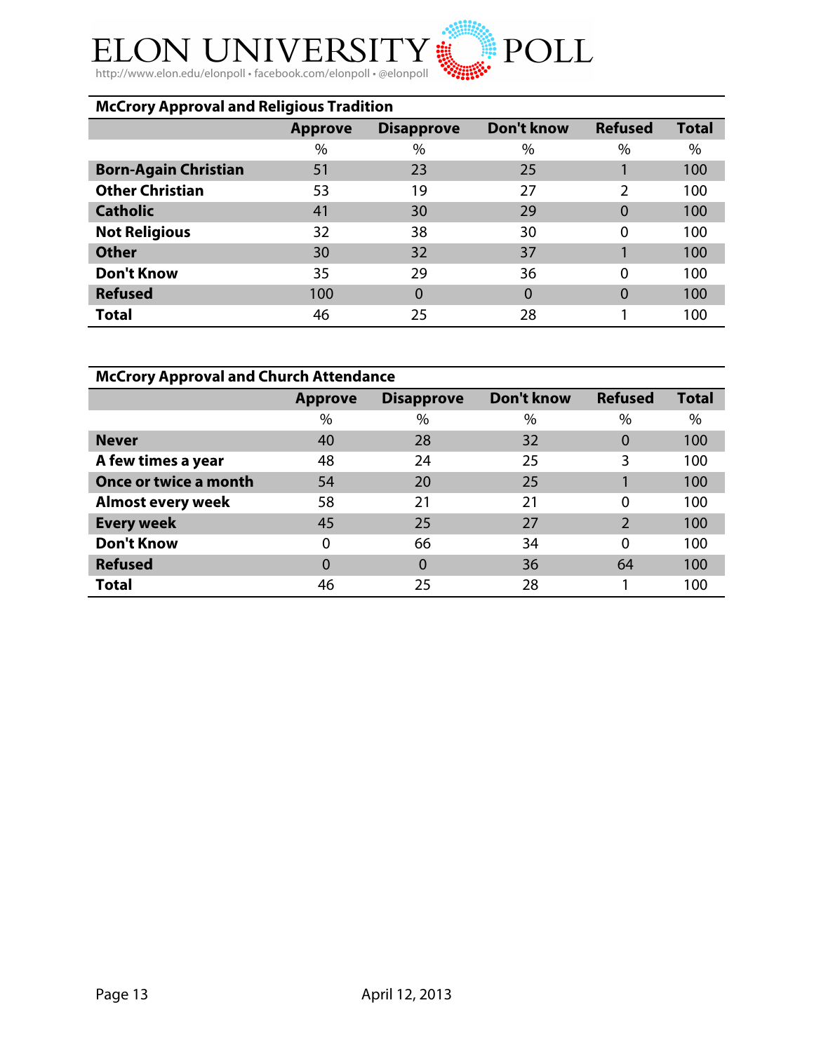**McCrory Approval and Religious Tradition**

| | Approve | Disapprove | Don't know | Refused | Total |
|---|---|---|---|---|---|
| | % | % | % | % | % |
| **Born-Again Christian** | 51 | 23 | 25 | 1 | 100 |
| **Other Christian** | 53 | 19 | 27 | 2 | 100 |
| **Catholic** | 41 | 30 | 29 | 0 | 100 |
| **Not Religious** | 32 | 38 | 30 | 0 | 100 |
| **Other** | 30 | 32 | 37 | 1 | 100 |
| **Don't Know** | 35 | 29 | 36 | 0 | 100 |
| **Refused** | 100 | 0 | 0 | 0 | 100 |
| **Total** | 46 | 25 | 28 | 1 | 100 |

**McCrory Approval and Church Attendance**

| | Approve | Disapprove | Don't know | Refused | Total |
|---|---|---|---|---|---|
| | % | % | % | % | % |
| **Never** | 40 | 28 | 32 | 0 | 100 |
| **A few times a year** | 48 | 24 | 25 | 3 | 100 |
| **Once or twice a month** | 54 | 20 | 25 | 1 | 100 |
| **Almost every week** | 58 | 21 | 21 | 0 | 100 |
| **Every week** | 45 | 25 | 27 | 2 | 100 |
| **Don't Know** | 0 | 66 | 34 | 0 | 100 |
| **Refused** | 0 | 0 | 36 | 64 | 100 |
| **Total** | 46 | 25 | 28 | 1 | 100 |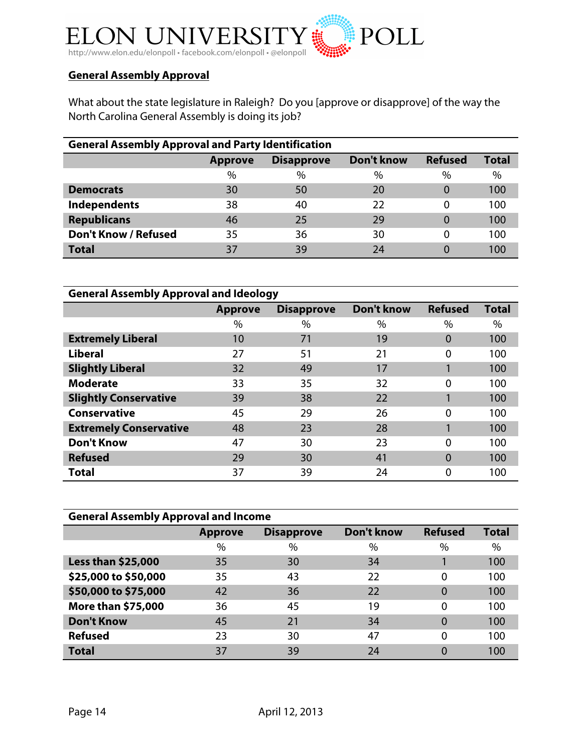## General Assembly Approval

What about the state legislature in Raleigh? Do you [approve or disapprove] of the way the North Carolina General Assembly is doing its job?

**General Assembly Approval and Party Identification**

| | Approve | Disapprove | Don't know | Refused | Total |
|---|---|---|---|---|---|
| | % | % | % | % | % |
| **Democrats** | 30 | 50 | 20 | 0 | 100 |
| **Independents** | 38 | 40 | 22 | 0 | 100 |
| **Republicans** | 46 | 25 | 29 | 0 | 100 |
| **Don't Know / Refused** | 35 | 36 | 30 | 0 | 100 |
| **Total** | 37 | 39 | 24 | 0 | 100 |

**General Assembly Approval and Ideology**

| | Approve | Disapprove | Don't know | Refused | Total |
|---|---|---|---|---|---|
| | % | % | % | % | % |
| **Extremely Liberal** | 10 | 71 | 19 | 0 | 100 |
| **Liberal** | 27 | 51 | 21 | 0 | 100 |
| **Slightly Liberal** | 32 | 49 | 17 | 1 | 100 |
| **Moderate** | 33 | 35 | 32 | 0 | 100 |
| **Slightly Conservative** | 39 | 38 | 22 | 1 | 100 |
| **Conservative** | 45 | 29 | 26 | 0 | 100 |
| **Extremely Conservative** | 48 | 23 | 28 | 1 | 100 |
| **Don't Know** | 47 | 30 | 23 | 0 | 100 |
| **Refused** | 29 | 30 | 41 | 0 | 100 |
| **Total** | 37 | 39 | 24 | 0 | 100 |

**General Assembly Approval and Income**

| | Approve | Disapprove | Don't know | Refused | Total |
|---|---|---|---|---|---|
| | % | % | % | % | % |
| **Less than $25,000** | 35 | 30 | 34 | 1 | 100 |
| **$25,000 to $50,000** | 35 | 43 | 22 | 0 | 100 |
| **$50,000 to $75,000** | 42 | 36 | 22 | 0 | 100 |
| **More than $75,000** | 36 | 45 | 19 | 0 | 100 |
| **Don't Know** | 45 | 21 | 34 | 0 | 100 |
| **Refused** | 23 | 30 | 47 | 0 | 100 |
| **Total** | 37 | 39 | 24 | 0 | 100 |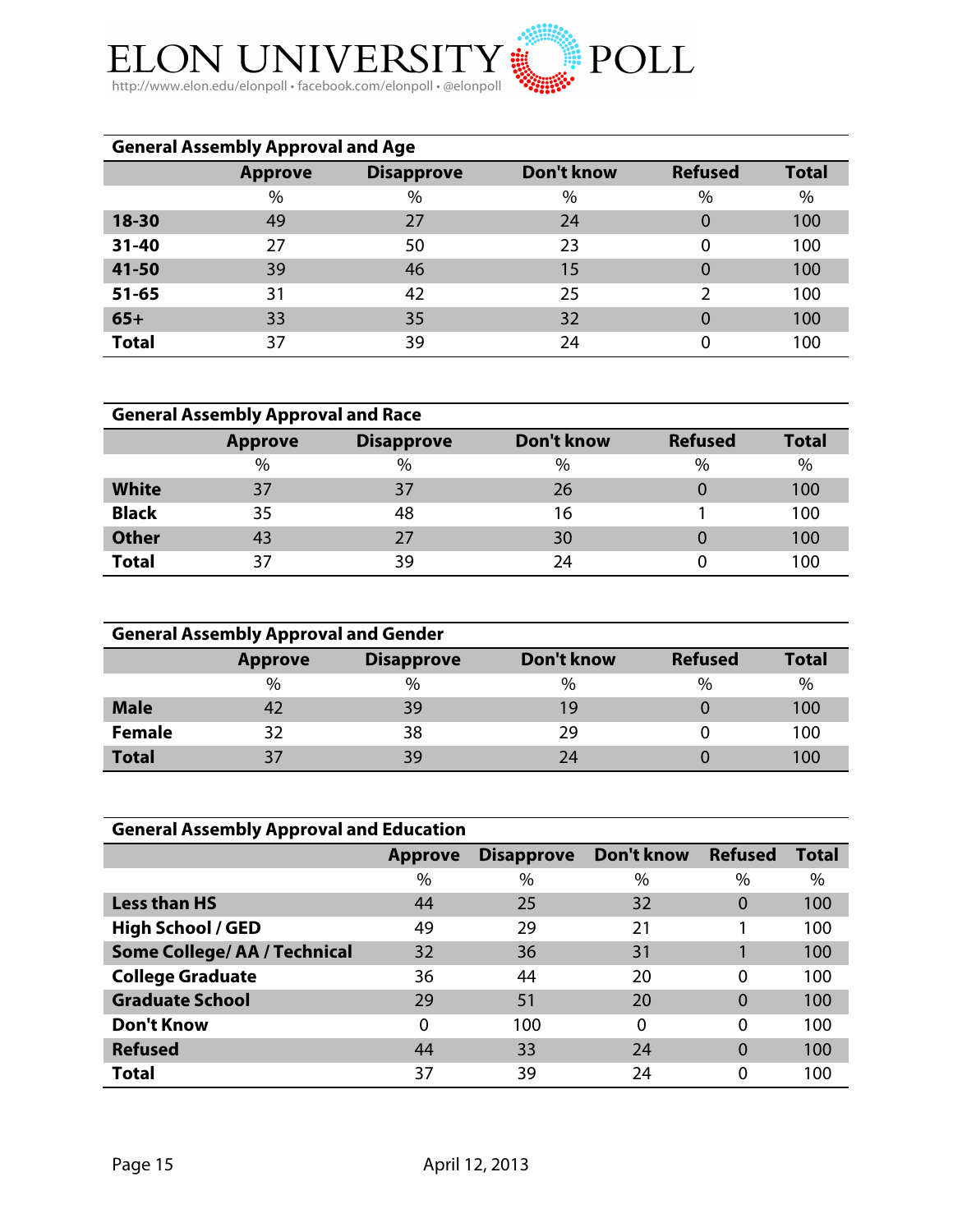## General Assembly Approval and Age

| | Approve | Disapprove | Don't know | Refused | Total |
|---|---|---|---|---|---|
| | % | % | % | % | % |
| **18-30** | 49 | 27 | 24 | 0 | 100 |
| **31-40** | 27 | 50 | 23 | 0 | 100 |
| **41-50** | 39 | 46 | 15 | 0 | 100 |
| **51-65** | 31 | 42 | 25 | 2 | 100 |
| **65+** | 33 | 35 | 32 | 0 | 100 |
| **Total** | 37 | 39 | 24 | 0 | 100 |

## General Assembly Approval and Race

| | Approve | Disapprove | Don't know | Refused | Total |
|---|---|---|---|---|---|
| | % | % | % | % | % |
| **White** | 37 | 37 | 26 | 0 | 100 |
| **Black** | 35 | 48 | 16 | 1 | 100 |
| **Other** | 43 | 27 | 30 | 0 | 100 |
| **Total** | 37 | 39 | 24 | 0 | 100 |

## General Assembly Approval and Gender

| | Approve | Disapprove | Don't know | Refused | Total |
|---|---|---|---|---|---|
| | % | % | % | % | % |
| **Male** | 42 | 39 | 19 | 0 | 100 |
| **Female** | 32 | 38 | 29 | 0 | 100 |
| **Total** | 37 | 39 | 24 | 0 | 100 |

## General Assembly Approval and Education

| | Approve | Disapprove | Don't know | Refused | Total |
|---|---|---|---|---|---|
| | % | % | % | % | % |
| **Less than HS** | 44 | 25 | 32 | 0 | 100 |
| **High School / GED** | 49 | 29 | 21 | 1 | 100 |
| **Some College/ AA / Technical** | 32 | 36 | 31 | 1 | 100 |
| **College Graduate** | 36 | 44 | 20 | 0 | 100 |
| **Graduate School** | 29 | 51 | 20 | 0 | 100 |
| **Don't Know** | 0 | 100 | 0 | 0 | 100 |
| **Refused** | 44 | 33 | 24 | 0 | 100 |
| **Total** | 37 | 39 | 24 | 0 | 100 |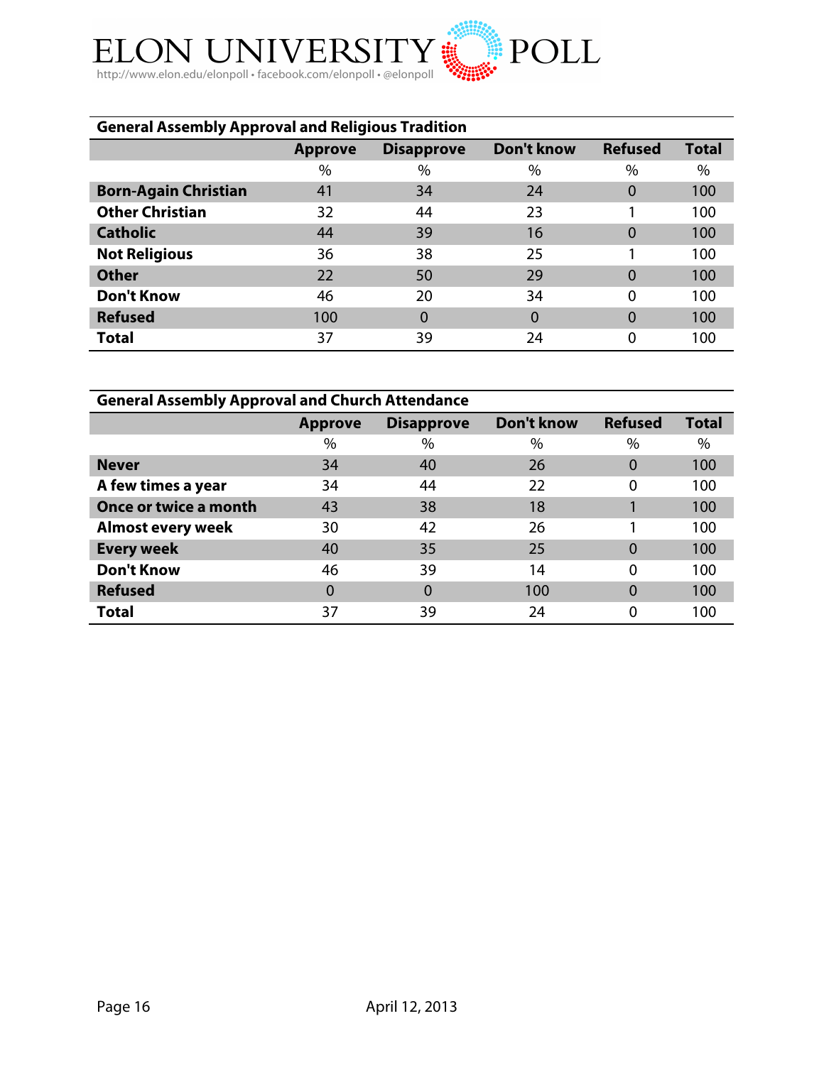## General Assembly Approval and Religious Tradition

| | Approve | Disapprove | Don't know | Refused | Total |
|---|---|---|---|---|---|
| | % | % | % | % | % |
| **Born-Again Christian** | 41 | 34 | 24 | 0 | 100 |
| **Other Christian** | 32 | 44 | 23 | 1 | 100 |
| **Catholic** | 44 | 39 | 16 | 0 | 100 |
| **Not Religious** | 36 | 38 | 25 | 1 | 100 |
| **Other** | 22 | 50 | 29 | 0 | 100 |
| **Don't Know** | 46 | 20 | 34 | 0 | 100 |
| **Refused** | 100 | 0 | 0 | 0 | 100 |
| **Total** | 37 | 39 | 24 | 0 | 100 |

## General Assembly Approval and Church Attendance

| | Approve | Disapprove | Don't know | Refused | Total |
|---|---|---|---|---|---|
| | % | % | % | % | % |
| **Never** | 34 | 40 | 26 | 0 | 100 |
| **A few times a year** | 34 | 44 | 22 | 0 | 100 |
| **Once or twice a month** | 43 | 38 | 18 | 1 | 100 |
| **Almost every week** | 30 | 42 | 26 | 1 | 100 |
| **Every week** | 40 | 35 | 25 | 0 | 100 |
| **Don't Know** | 46 | 39 | 14 | 0 | 100 |
| **Refused** | 0 | 0 | 100 | 0 | 100 |
| **Total** | 37 | 39 | 24 | 0 | 100 |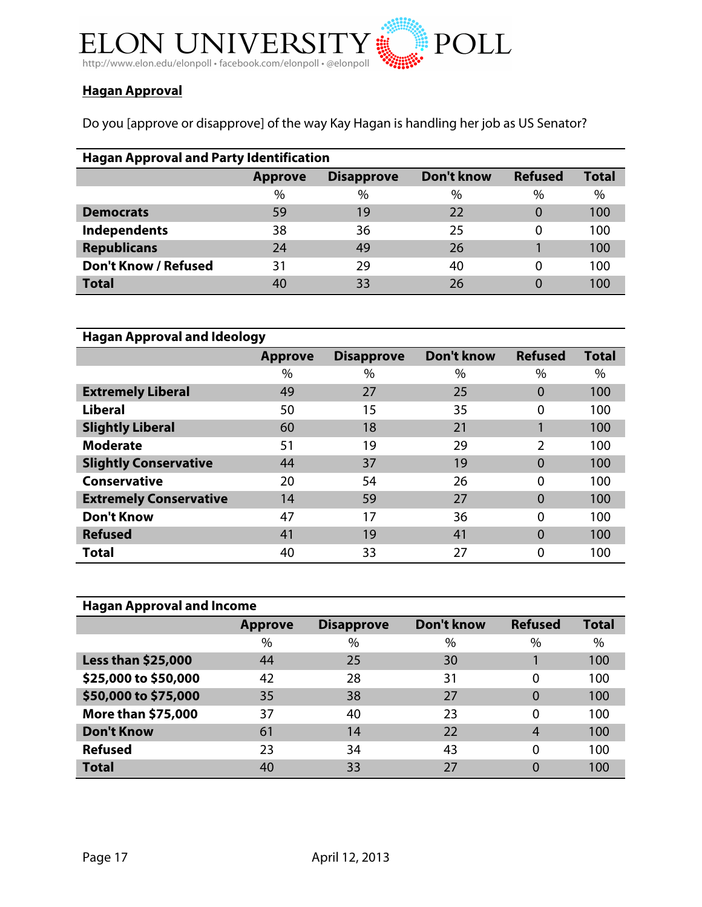## Hagan Approval

Do you [approve or disapprove] of the way Kay Hagan is handling her job as US Senator?

**Hagan Approval and Party Identification**

| | Approve | Disapprove | Don't know | Refused | Total |
|---|---|---|---|---|---|
| | % | % | % | % | % |
| **Democrats** | 59 | 19 | 22 | 0 | 100 |
| **Independents** | 38 | 36 | 25 | 0 | 100 |
| **Republicans** | 24 | 49 | 26 | 1 | 100 |
| **Don't Know / Refused** | 31 | 29 | 40 | 0 | 100 |
| **Total** | 40 | 33 | 26 | 0 | 100 |

**Hagan Approval and Ideology**

| | Approve | Disapprove | Don't know | Refused | Total |
|---|---|---|---|---|---|
| | % | % | % | % | % |
| **Extremely Liberal** | 49 | 27 | 25 | 0 | 100 |
| **Liberal** | 50 | 15 | 35 | 0 | 100 |
| **Slightly Liberal** | 60 | 18 | 21 | 1 | 100 |
| **Moderate** | 51 | 19 | 29 | 2 | 100 |
| **Slightly Conservative** | 44 | 37 | 19 | 0 | 100 |
| **Conservative** | 20 | 54 | 26 | 0 | 100 |
| **Extremely Conservative** | 14 | 59 | 27 | 0 | 100 |
| **Don't Know** | 47 | 17 | 36 | 0 | 100 |
| **Refused** | 41 | 19 | 41 | 0 | 100 |
| **Total** | 40 | 33 | 27 | 0 | 100 |

**Hagan Approval and Income**

| | Approve | Disapprove | Don't know | Refused | Total |
|---|---|---|---|---|---|
| | % | % | % | % | % |
| **Less than $25,000** | 44 | 25 | 30 | 1 | 100 |
| **$25,000 to $50,000** | 42 | 28 | 31 | 0 | 100 |
| **$50,000 to $75,000** | 35 | 38 | 27 | 0 | 100 |
| **More than $75,000** | 37 | 40 | 23 | 0 | 100 |
| **Don't Know** | 61 | 14 | 22 | 4 | 100 |
| **Refused** | 23 | 34 | 43 | 0 | 100 |
| **Total** | 40 | 33 | 27 | 0 | 100 |

April 12, 2013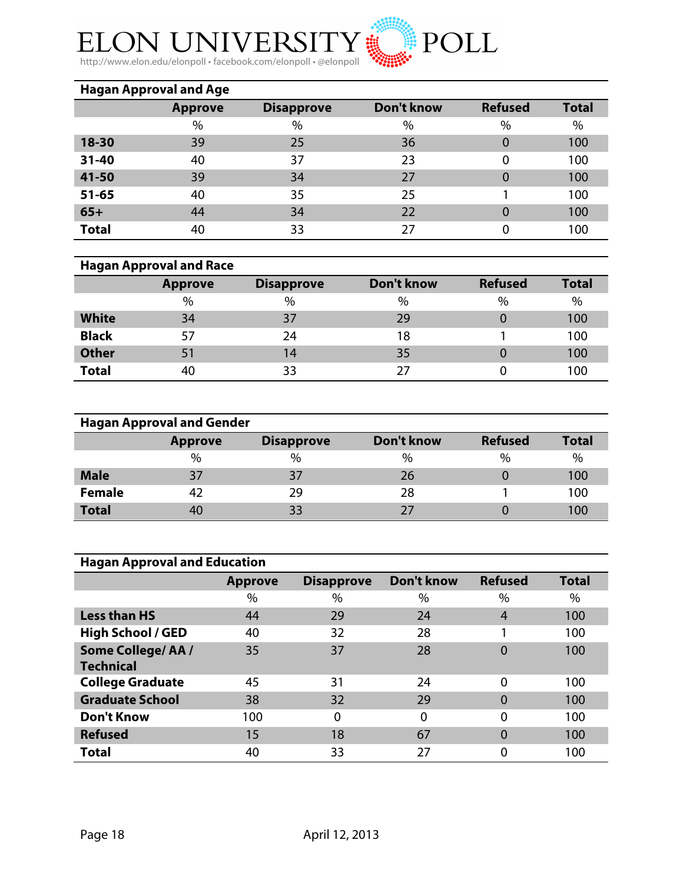## Hagan Approval and Age

| | Approve | Disapprove | Don't know | Refused | Total |
|---|---|---|---|---|---|
| | % | % | % | % | % |
| **18-30** | 39 | 25 | 36 | 0 | 100 |
| **31-40** | 40 | 37 | 23 | 0 | 100 |
| **41-50** | 39 | 34 | 27 | 0 | 100 |
| **51-65** | 40 | 35 | 25 | 1 | 100 |
| **65+** | 44 | 34 | 22 | 0 | 100 |
| **Total** | 40 | 33 | 27 | 0 | 100 |

## Hagan Approval and Race

| | Approve | Disapprove | Don't know | Refused | Total |
|---|---|---|---|---|---|
| | % | % | % | % | % |
| **White** | 34 | 37 | 29 | 0 | 100 |
| **Black** | 57 | 24 | 18 | 1 | 100 |
| **Other** | 51 | 14 | 35 | 0 | 100 |
| **Total** | 40 | 33 | 27 | 0 | 100 |

## Hagan Approval and Gender

| | Approve | Disapprove | Don't know | Refused | Total |
|---|---|---|---|---|---|
| | % | % | % | % | % |
| **Male** | 37 | 37 | 26 | 0 | 100 |
| **Female** | 42 | 29 | 28 | 1 | 100 |
| **Total** | 40 | 33 | 27 | 0 | 100 |

## Hagan Approval and Education

| | Approve | Disapprove | Don't know | Refused | Total |
|---|---|---|---|---|---|
| | % | % | % | % | % |
| **Less than HS** | 44 | 29 | 24 | 4 | 100 |
| **High School / GED** | 40 | 32 | 28 | 1 | 100 |
| **Some College/ AA / Technical** | 35 | 37 | 28 | 0 | 100 |
| **College Graduate** | 45 | 31 | 24 | 0 | 100 |
| **Graduate School** | 38 | 32 | 29 | 0 | 100 |
| **Don't Know** | 100 | 0 | 0 | 0 | 100 |
| **Refused** | 15 | 18 | 67 | 0 | 100 |
| **Total** | 40 | 33 | 27 | 0 | 100 |

April 12, 2013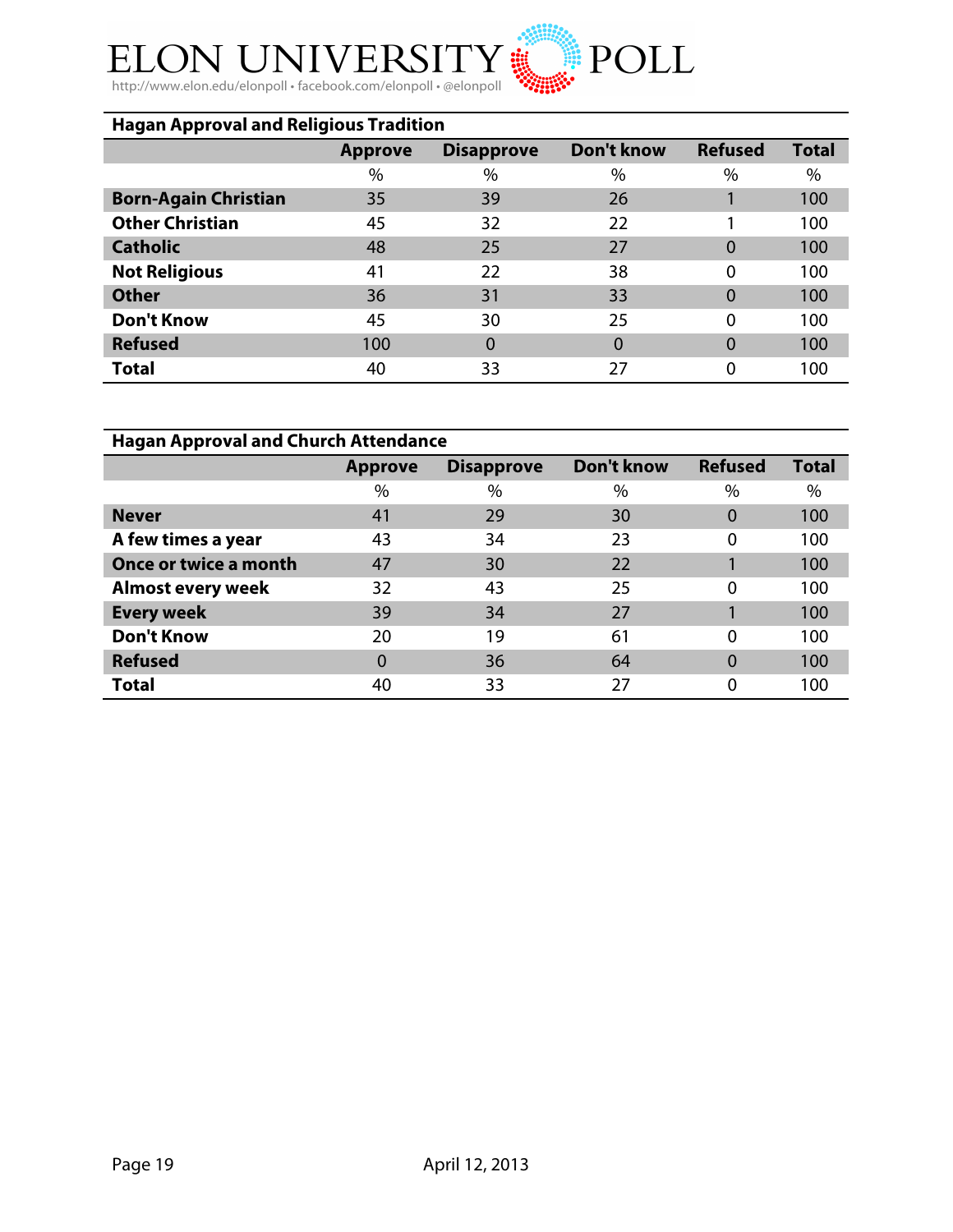**Hagan Approval and Religious Tradition**

| | Approve | Disapprove | Don't know | Refused | Total |
|---|---|---|---|---|---|
| | % | % | % | % | % |
| **Born-Again Christian** | 35 | 39 | 26 | 1 | 100 |
| **Other Christian** | 45 | 32 | 22 | 1 | 100 |
| **Catholic** | 48 | 25 | 27 | 0 | 100 |
| **Not Religious** | 41 | 22 | 38 | 0 | 100 |
| **Other** | 36 | 31 | 33 | 0 | 100 |
| **Don't Know** | 45 | 30 | 25 | 0 | 100 |
| **Refused** | 100 | 0 | 0 | 0 | 100 |
| **Total** | 40 | 33 | 27 | 0 | 100 |

**Hagan Approval and Church Attendance**

| | Approve | Disapprove | Don't know | Refused | Total |
|---|---|---|---|---|---|
| | % | % | % | % | % |
| **Never** | 41 | 29 | 30 | 0 | 100 |
| **A few times a year** | 43 | 34 | 23 | 0 | 100 |
| **Once or twice a month** | 47 | 30 | 22 | 1 | 100 |
| **Almost every week** | 32 | 43 | 25 | 0 | 100 |
| **Every week** | 39 | 34 | 27 | 1 | 100 |
| **Don't Know** | 20 | 19 | 61 | 0 | 100 |
| **Refused** | 0 | 36 | 64 | 0 | 100 |
| **Total** | 40 | 33 | 27 | 0 | 100 |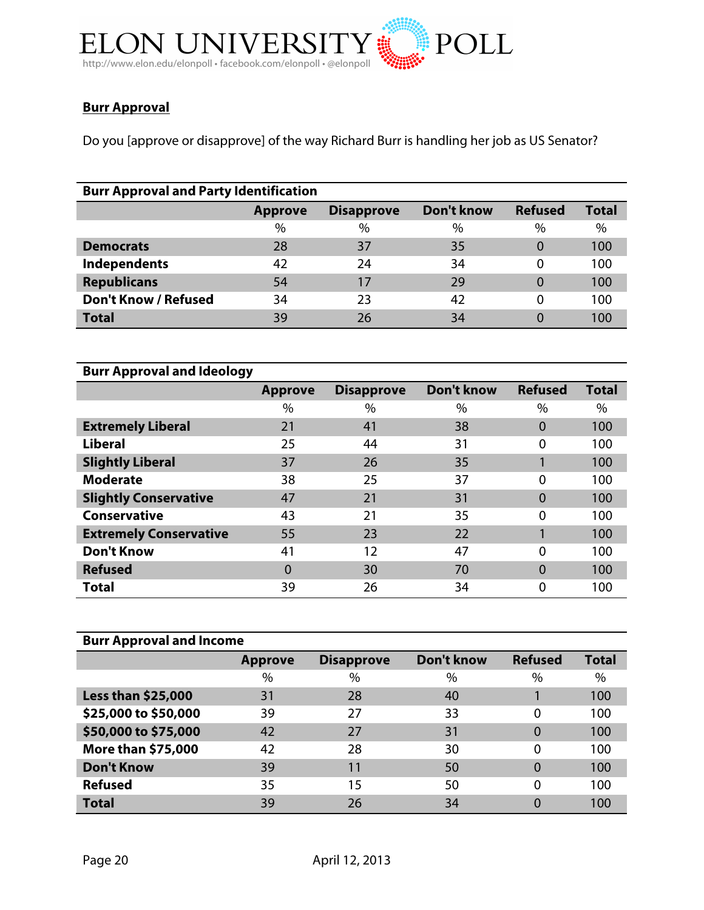## Burr Approval

Do you [approve or disapprove] of the way Richard Burr is handling her job as US Senator?

| Burr Approval and Party Identification | | | | | |
|---|---|---|---|---|---|
| | Approve | Disapprove | Don't know | Refused | Total |
| | % | % | % | % | % |
| **Democrats** | 28 | 37 | 35 | 0 | 100 |
| **Independents** | 42 | 24 | 34 | 0 | 100 |
| **Republicans** | 54 | 17 | 29 | 0 | 100 |
| **Don't Know / Refused** | 34 | 23 | 42 | 0 | 100 |
| **Total** | 39 | 26 | 34 | 0 | 100 |

| Burr Approval and Ideology | | | | | |
|---|---|---|---|---|---|
| | Approve | Disapprove | Don't know | Refused | Total |
| | % | % | % | % | % |
| **Extremely Liberal** | 21 | 41 | 38 | 0 | 100 |
| **Liberal** | 25 | 44 | 31 | 0 | 100 |
| **Slightly Liberal** | 37 | 26 | 35 | 1 | 100 |
| **Moderate** | 38 | 25 | 37 | 0 | 100 |
| **Slightly Conservative** | 47 | 21 | 31 | 0 | 100 |
| **Conservative** | 43 | 21 | 35 | 0 | 100 |
| **Extremely Conservative** | 55 | 23 | 22 | 1 | 100 |
| **Don't Know** | 41 | 12 | 47 | 0 | 100 |
| **Refused** | 0 | 30 | 70 | 0 | 100 |
| **Total** | 39 | 26 | 34 | 0 | 100 |

| Burr Approval and Income | | | | | |
|---|---|---|---|---|---|
| | Approve | Disapprove | Don't know | Refused | Total |
| | % | % | % | % | % |
| **Less than $25,000** | 31 | 28 | 40 | 1 | 100 |
| **$25,000 to $50,000** | 39 | 27 | 33 | 0 | 100 |
| **$50,000 to $75,000** | 42 | 27 | 31 | 0 | 100 |
| **More than $75,000** | 42 | 28 | 30 | 0 | 100 |
| **Don't Know** | 39 | 11 | 50 | 0 | 100 |
| **Refused** | 35 | 15 | 50 | 0 | 100 |
| **Total** | 39 | 26 | 34 | 0 | 100 |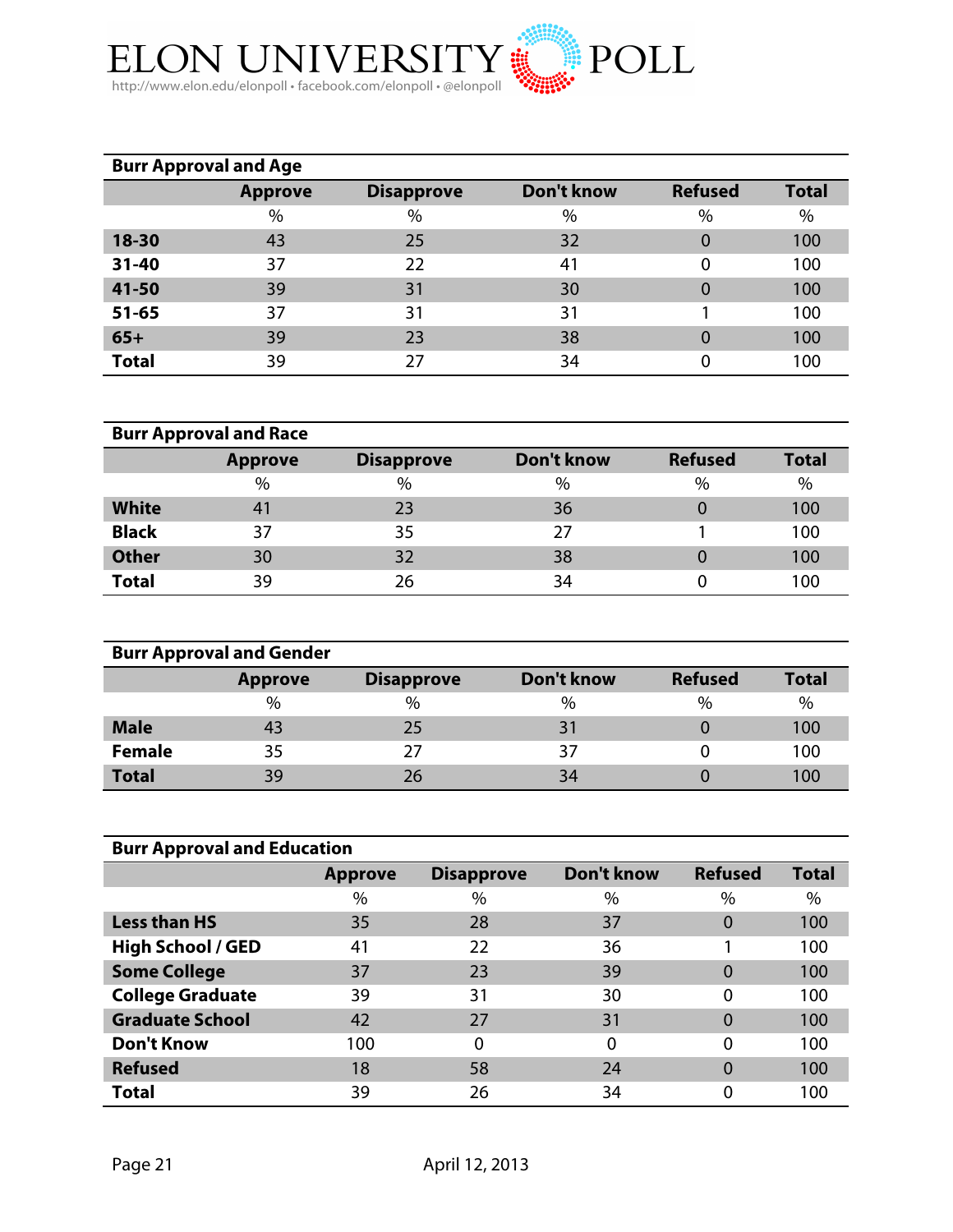| Burr Approval and Age | | | | | |
|---|---|---|---|---|---|
| | Approve | Disapprove | Don't know | Refused | Total |
| | % | % | % | % | % |
| 18-30 | 43 | 25 | 32 | 0 | 100 |
| 31-40 | 37 | 22 | 41 | 0 | 100 |
| 41-50 | 39 | 31 | 30 | 0 | 100 |
| 51-65 | 37 | 31 | 31 | 1 | 100 |
| 65+ | 39 | 23 | 38 | 0 | 100 |
| Total | 39 | 27 | 34 | 0 | 100 |

| Burr Approval and Race | | | | | |
|---|---|---|---|---|---|
| | Approve | Disapprove | Don't know | Refused | Total |
| | % | % | % | % | % |
| White | 41 | 23 | 36 | 0 | 100 |
| Black | 37 | 35 | 27 | 1 | 100 |
| Other | 30 | 32 | 38 | 0 | 100 |
| Total | 39 | 26 | 34 | 0 | 100 |

| Burr Approval and Gender | | | | | |
|---|---|---|---|---|---|
| | Approve | Disapprove | Don't know | Refused | Total |
| | % | % | % | % | % |
| Male | 43 | 25 | 31 | 0 | 100 |
| Female | 35 | 27 | 37 | 0 | 100 |
| Total | 39 | 26 | 34 | 0 | 100 |

| Burr Approval and Education | | | | | |
|---|---|---|---|---|---|
| | Approve | Disapprove | Don't know | Refused | Total |
| | % | % | % | % | % |
| Less than HS | 35 | 28 | 37 | 0 | 100 |
| High School / GED | 41 | 22 | 36 | 1 | 100 |
| Some College | 37 | 23 | 39 | 0 | 100 |
| College Graduate | 39 | 31 | 30 | 0 | 100 |
| Graduate School | 42 | 27 | 31 | 0 | 100 |
| Don't Know | 100 | 0 | 0 | 0 | 100 |
| Refused | 18 | 58 | 24 | 0 | 100 |
| Total | 39 | 26 | 34 | 0 | 100 |

April 12, 2013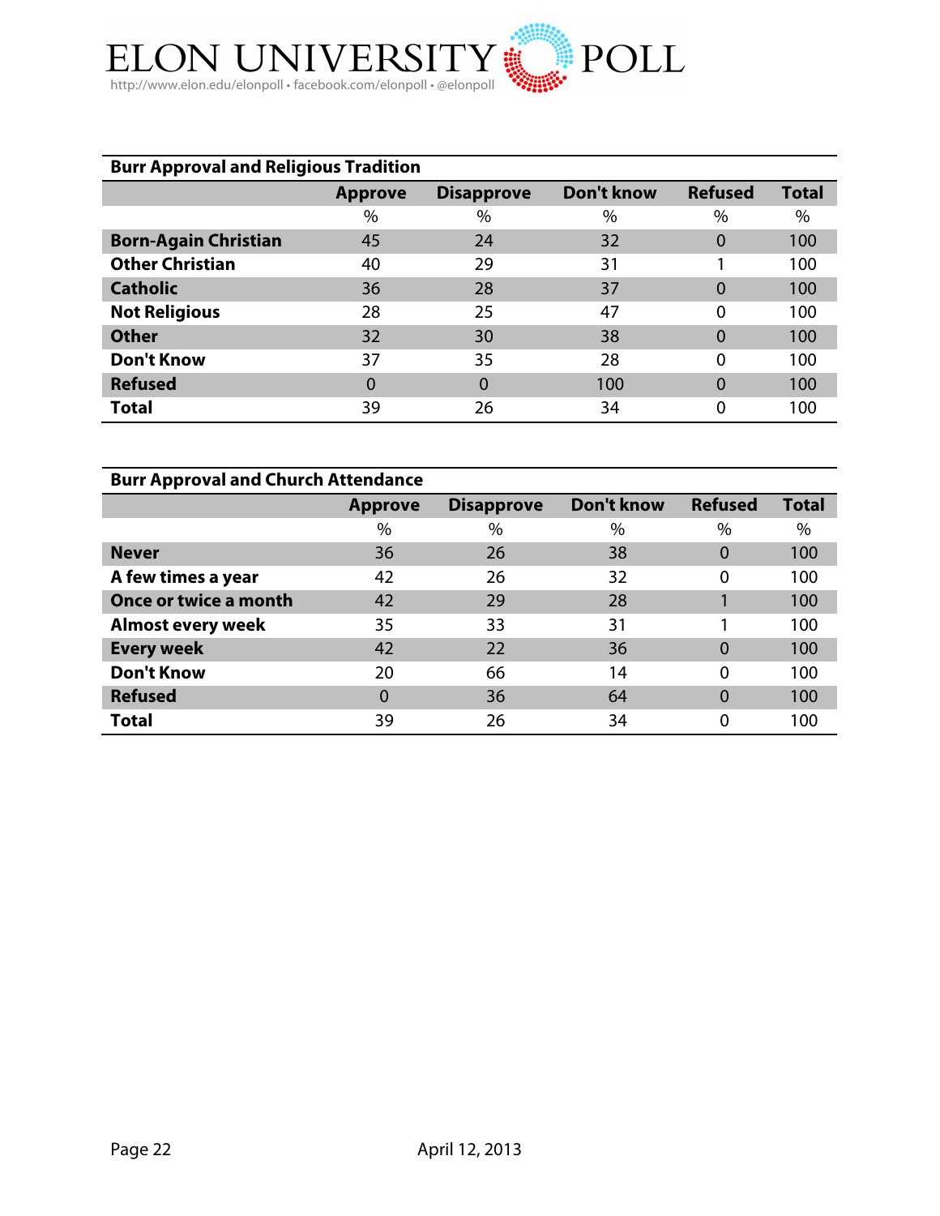## Burr Approval and Religious Tradition

| | Approve | Disapprove | Don't know | Refused | Total |
|---|---|---|---|---|---|
| | % | % | % | % | % |
| **Born-Again Christian** | 45 | 24 | 32 | 0 | 100 |
| **Other Christian** | 40 | 29 | 31 | 1 | 100 |
| **Catholic** | 36 | 28 | 37 | 0 | 100 |
| **Not Religious** | 28 | 25 | 47 | 0 | 100 |
| **Other** | 32 | 30 | 38 | 0 | 100 |
| **Don't Know** | 37 | 35 | 28 | 0 | 100 |
| **Refused** | 0 | 0 | 100 | 0 | 100 |
| **Total** | 39 | 26 | 34 | 0 | 100 |

## Burr Approval and Church Attendance

| | Approve | Disapprove | Don't know | Refused | Total |
|---|---|---|---|---|---|
| | % | % | % | % | % |
| **Never** | 36 | 26 | 38 | 0 | 100 |
| **A few times a year** | 42 | 26 | 32 | 0 | 100 |
| **Once or twice a month** | 42 | 29 | 28 | 1 | 100 |
| **Almost every week** | 35 | 33 | 31 | 1 | 100 |
| **Every week** | 42 | 22 | 36 | 0 | 100 |
| **Don't Know** | 20 | 66 | 14 | 0 | 100 |
| **Refused** | 0 | 36 | 64 | 0 | 100 |
| **Total** | 39 | 26 | 34 | 0 | 100 |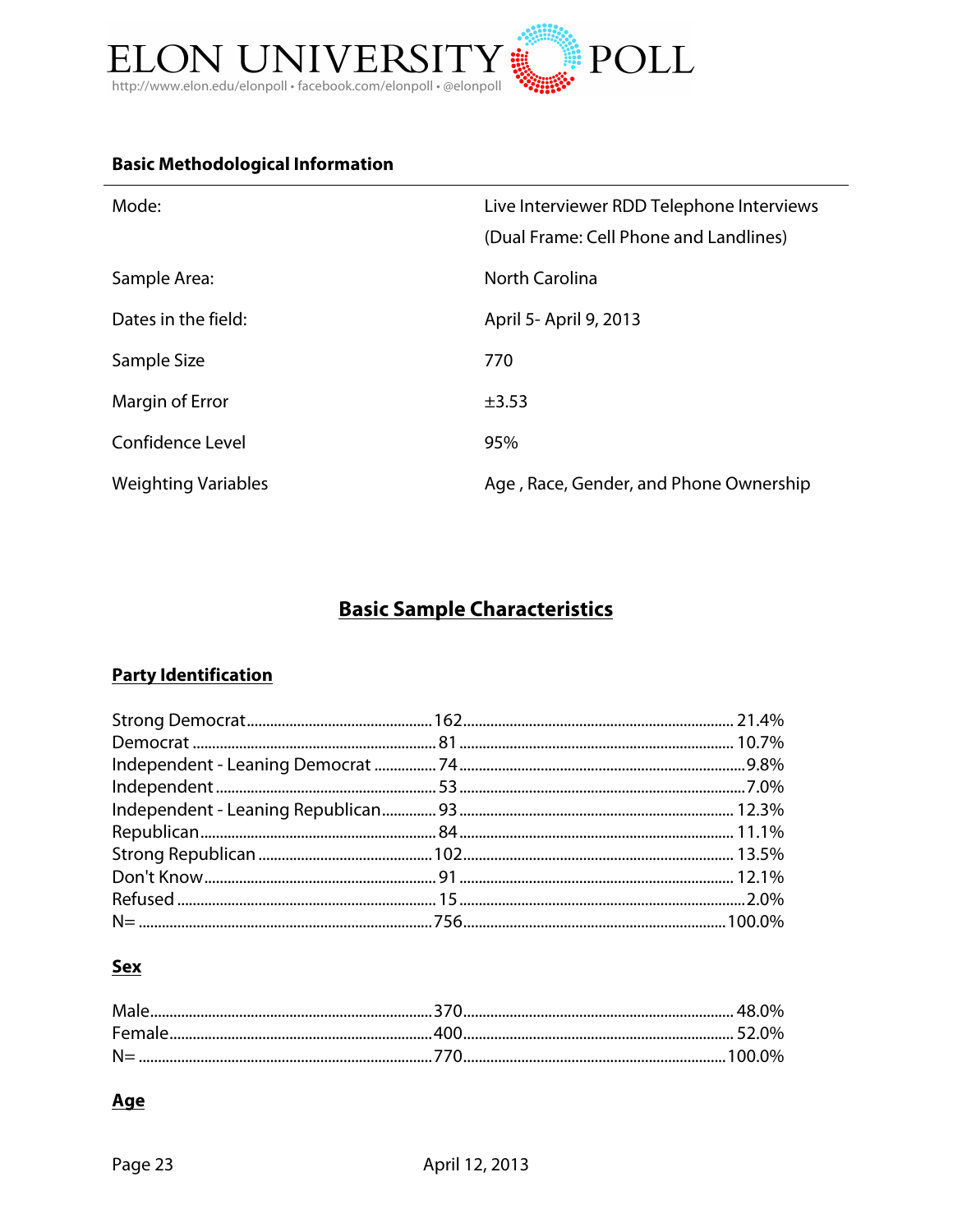ELON UNIVERSITY POLL

http://www.elon.edu/elonpoll • facebook.com/elonpoll • @elonpoll

**Basic Methodological Information**

| | |
|---|---|
| Mode: | Live Interviewer RDD Telephone Interviews (Dual Frame: Cell Phone and Landlines) |
| Sample Area: | North Carolina |
| Dates in the field: | April 5- April 9, 2013 |
| Sample Size | 770 |
| Margin of Error | ±3.53 |
| Confidence Level | 95% |
| Weighting Variables | Age , Race, Gender, and Phone Ownership |

## Basic Sample Characteristics

### Party Identification

| | | |
|---|---|---|
| Strong Democrat | 162 | 21.4% |
| Democrat | 81 | 10.7% |
| Independent - Leaning Democrat | 74 | 9.8% |
| Independent | 53 | 7.0% |
| Independent - Leaning Republican | 93 | 12.3% |
| Republican | 84 | 11.1% |
| Strong Republican | 102 | 13.5% |
| Don't Know | 91 | 12.1% |
| Refused | 15 | 2.0% |
| N= | 756 | 100.0% |

### Sex

| | | |
|---|---|---|
| Male | 370 | 48.0% |
| Female | 400 | 52.0% |
| N= | 770 | 100.0% |

### Age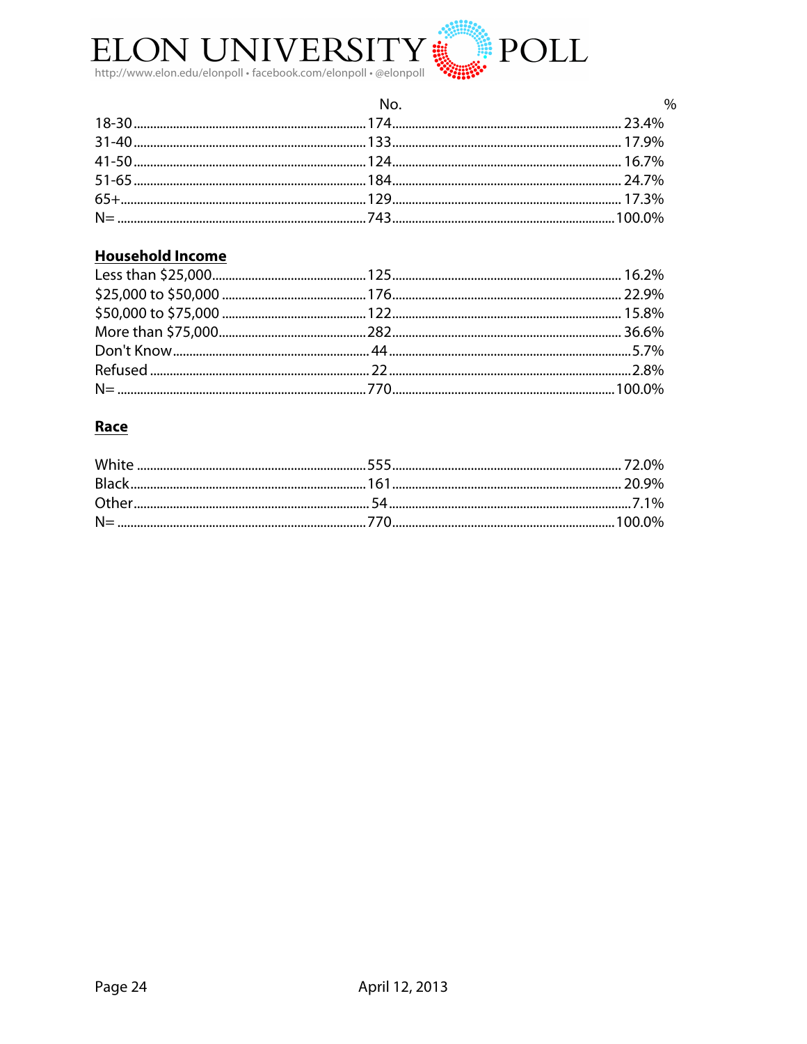| | No. | % |
|---|---|---|
| 18-30 | 174 | 23.4% |
| 31-40 | 133 | 17.9% |
| 41-50 | 124 | 16.7% |
| 51-65 | 184 | 24.7% |
| 65+ | 129 | 17.3% |
| N= | 743 | 100.0% |

**Household Income**

| | No. | % |
|---|---|---|
| Less than $25,000 | 125 | 16.2% |
| $25,000 to $50,000 | 176 | 22.9% |
| $50,000 to $75,000 | 122 | 15.8% |
| More than $75,000 | 282 | 36.6% |
| Don't Know | 44 | 5.7% |
| Refused | 22 | 2.8% |
| N= | 770 | 100.0% |

**Race**

| | No. | % |
|---|---|---|
| White | 555 | 72.0% |
| Black | 161 | 20.9% |
| Other | 54 | 7.1% |
| N= | 770 | 100.0% |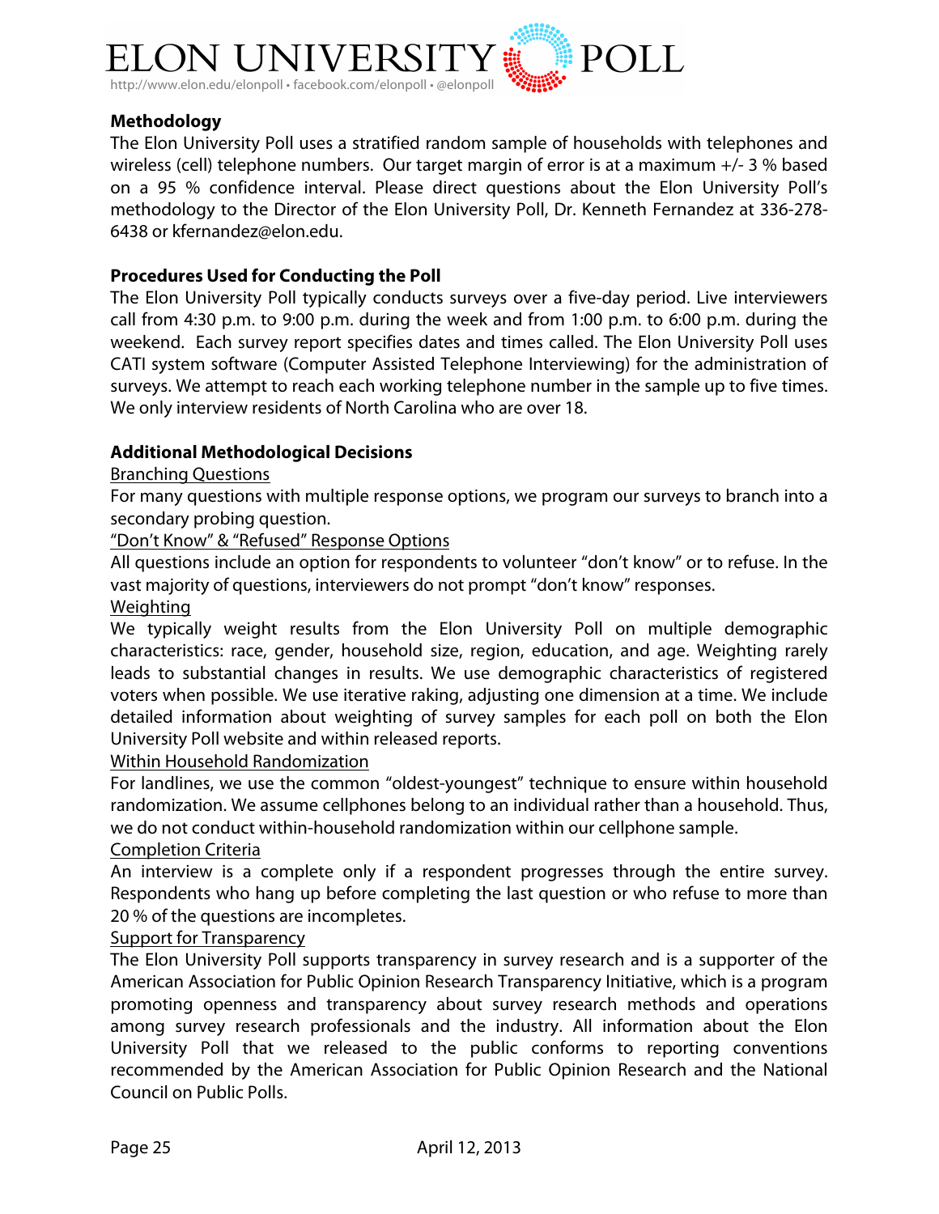## Methodology

The Elon University Poll uses a stratified random sample of households with telephones and wireless (cell) telephone numbers. Our target margin of error is at a maximum +/- 3 % based on a 95 % confidence interval. Please direct questions about the Elon University Poll's methodology to the Director of the Elon University Poll, Dr. Kenneth Fernandez at 336-278-6438 or kfernandez@elon.edu.

## Procedures Used for Conducting the Poll

The Elon University Poll typically conducts surveys over a five-day period. Live interviewers call from 4:30 p.m. to 9:00 p.m. during the week and from 1:00 p.m. to 6:00 p.m. during the weekend. Each survey report specifies dates and times called. The Elon University Poll uses CATI system software (Computer Assisted Telephone Interviewing) for the administration of surveys. We attempt to reach each working telephone number in the sample up to five times. We only interview residents of North Carolina who are over 18.

## Additional Methodological Decisions

Branching Questions

For many questions with multiple response options, we program our surveys to branch into a secondary probing question.

"Don't Know" & "Refused" Response Options

All questions include an option for respondents to volunteer "don't know" or to refuse. In the vast majority of questions, interviewers do not prompt "don't know" responses.

Weighting

We typically weight results from the Elon University Poll on multiple demographic characteristics: race, gender, household size, region, education, and age. Weighting rarely leads to substantial changes in results. We use demographic characteristics of registered voters when possible. We use iterative raking, adjusting one dimension at a time. We include detailed information about weighting of survey samples for each poll on both the Elon University Poll website and within released reports.

Within Household Randomization

For landlines, we use the common "oldest-youngest" technique to ensure within household randomization. We assume cellphones belong to an individual rather than a household. Thus, we do not conduct within-household randomization within our cellphone sample.

Completion Criteria

An interview is a complete only if a respondent progresses through the entire survey. Respondents who hang up before completing the last question or who refuse to more than 20 % of the questions are incompletes.

Support for Transparency

The Elon University Poll supports transparency in survey research and is a supporter of the American Association for Public Opinion Research Transparency Initiative, which is a program promoting openness and transparency about survey research methods and operations among survey research professionals and the industry. All information about the Elon University Poll that we released to the public conforms to reporting conventions recommended by the American Association for Public Opinion Research and the National Council on Public Polls.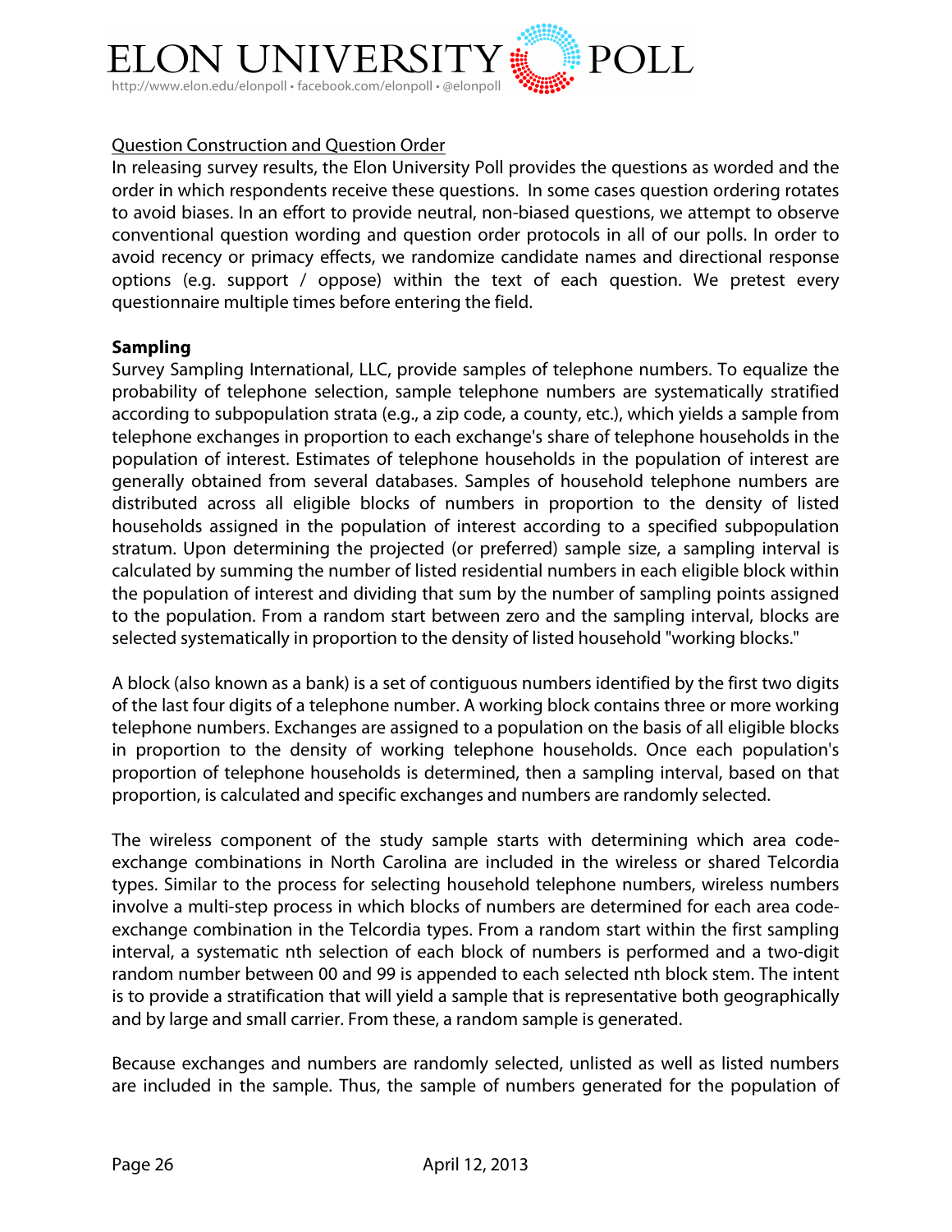<u>Question Construction and Question Order</u>

In releasing survey results, the Elon University Poll provides the questions as worded and the order in which respondents receive these questions. In some cases question ordering rotates to avoid biases. In an effort to provide neutral, non-biased questions, we attempt to observe conventional question wording and question order protocols in all of our polls. In order to avoid recency or primacy effects, we randomize candidate names and directional response options (e.g. support / oppose) within the text of each question. We pretest every questionnaire multiple times before entering the field.

**Sampling**

Survey Sampling International, LLC, provide samples of telephone numbers. To equalize the probability of telephone selection, sample telephone numbers are systematically stratified according to subpopulation strata (e.g., a zip code, a county, etc.), which yields a sample from telephone exchanges in proportion to each exchange's share of telephone households in the population of interest. Estimates of telephone households in the population of interest are generally obtained from several databases. Samples of household telephone numbers are distributed across all eligible blocks of numbers in proportion to the density of listed households assigned in the population of interest according to a specified subpopulation stratum. Upon determining the projected (or preferred) sample size, a sampling interval is calculated by summing the number of listed residential numbers in each eligible block within the population of interest and dividing that sum by the number of sampling points assigned to the population. From a random start between zero and the sampling interval, blocks are selected systematically in proportion to the density of listed household "working blocks."

A block (also known as a bank) is a set of contiguous numbers identified by the first two digits of the last four digits of a telephone number. A working block contains three or more working telephone numbers. Exchanges are assigned to a population on the basis of all eligible blocks in proportion to the density of working telephone households. Once each population's proportion of telephone households is determined, then a sampling interval, based on that proportion, is calculated and specific exchanges and numbers are randomly selected.

The wireless component of the study sample starts with determining which area code-exchange combinations in North Carolina are included in the wireless or shared Telcordia types. Similar to the process for selecting household telephone numbers, wireless numbers involve a multi-step process in which blocks of numbers are determined for each area code-exchange combination in the Telcordia types. From a random start within the first sampling interval, a systematic nth selection of each block of numbers is performed and a two-digit random number between 00 and 99 is appended to each selected nth block stem. The intent is to provide a stratification that will yield a sample that is representative both geographically and by large and small carrier. From these, a random sample is generated.

Because exchanges and numbers are randomly selected, unlisted as well as listed numbers are included in the sample. Thus, the sample of numbers generated for the population of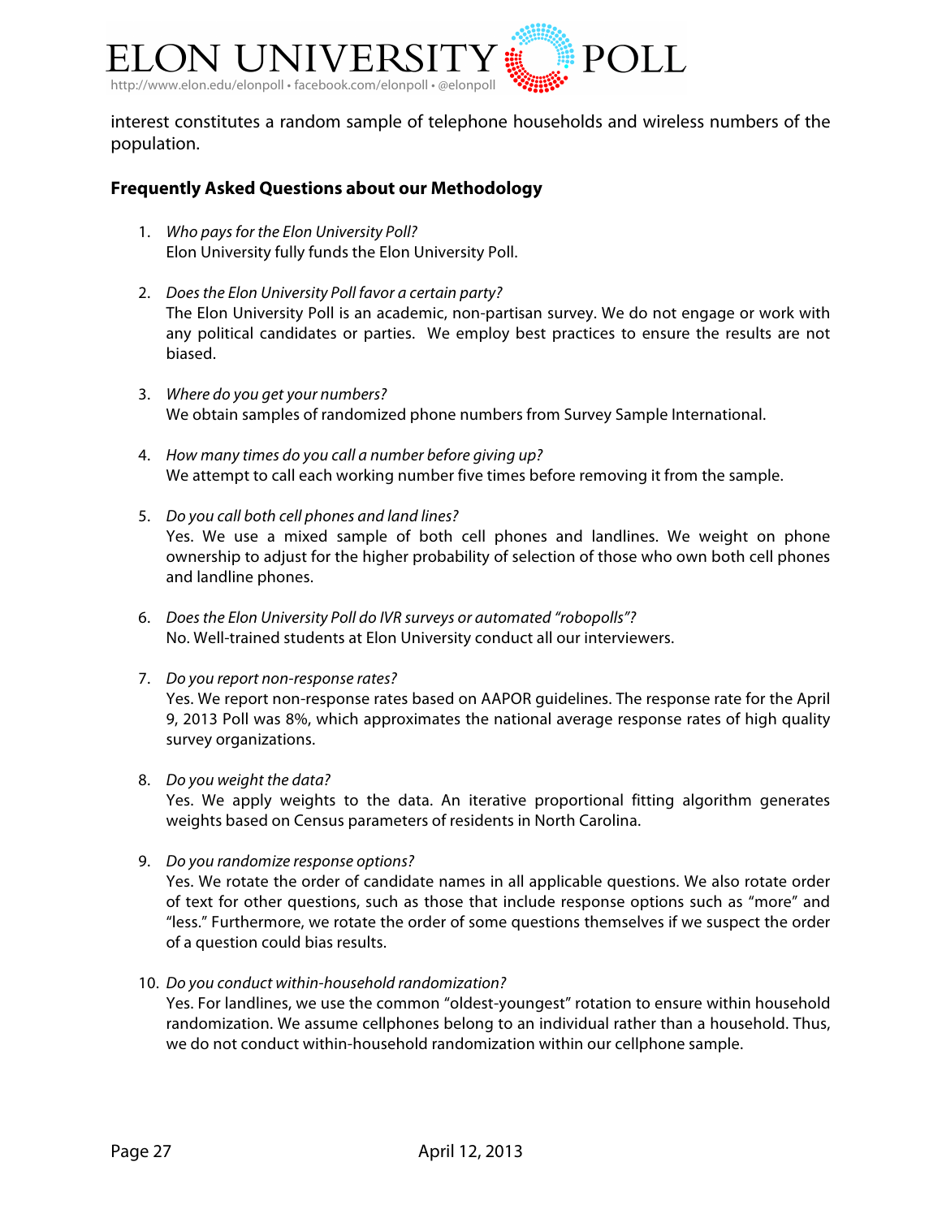interest constitutes a random sample of telephone households and wireless numbers of the population.

**Frequently Asked Questions about our Methodology**

1. *Who pays for the Elon University Poll?*
   Elon University fully funds the Elon University Poll.

2. *Does the Elon University Poll favor a certain party?*
   The Elon University Poll is an academic, non-partisan survey. We do not engage or work with any political candidates or parties. We employ best practices to ensure the results are not biased.

3. *Where do you get your numbers?*
   We obtain samples of randomized phone numbers from Survey Sample International.

4. *How many times do you call a number before giving up?*
   We attempt to call each working number five times before removing it from the sample.

5. *Do you call both cell phones and land lines?*
   Yes. We use a mixed sample of both cell phones and landlines. We weight on phone ownership to adjust for the higher probability of selection of those who own both cell phones and landline phones.

6. *Does the Elon University Poll do IVR surveys or automated "robopolls"?*
   No. Well-trained students at Elon University conduct all our interviewers.

7. *Do you report non-response rates?*
   Yes. We report non-response rates based on AAPOR guidelines. The response rate for the April 9, 2013 Poll was 8%, which approximates the national average response rates of high quality survey organizations.

8. *Do you weight the data?*
   Yes. We apply weights to the data. An iterative proportional fitting algorithm generates weights based on Census parameters of residents in North Carolina.

9. *Do you randomize response options?*
   Yes. We rotate the order of candidate names in all applicable questions. We also rotate order of text for other questions, such as those that include response options such as "more" and "less." Furthermore, we rotate the order of some questions themselves if we suspect the order of a question could bias results.

10. *Do you conduct within-household randomization?*
    Yes. For landlines, we use the common "oldest-youngest" rotation to ensure within household randomization. We assume cellphones belong to an individual rather than a household. Thus, we do not conduct within-household randomization within our cellphone sample.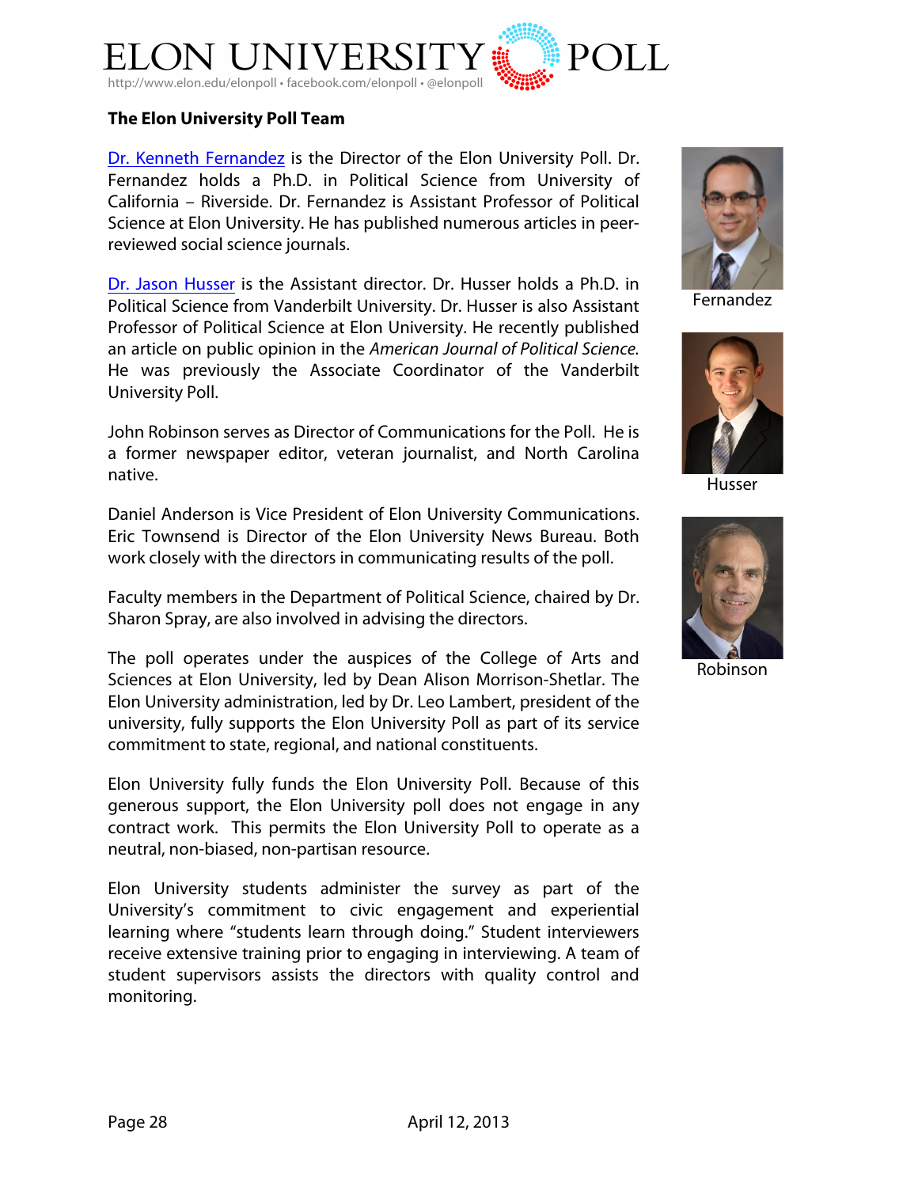## The Elon University Poll Team

[Dr. Kenneth Fernandez](#) is the Director of the Elon University Poll. Dr. Fernandez holds a Ph.D. in Political Science from University of California – Riverside. Dr. Fernandez is Assistant Professor of Political Science at Elon University. He has published numerous articles in peer-reviewed social science journals.

[Dr. Jason Husser](#) is the Assistant director. Dr. Husser holds a Ph.D. in Political Science from Vanderbilt University. Dr. Husser is also Assistant Professor of Political Science at Elon University. He recently published an article on public opinion in the *American Journal of Political Science.* He was previously the Associate Coordinator of the Vanderbilt University Poll.

John Robinson serves as Director of Communications for the Poll. He is a former newspaper editor, veteran journalist, and North Carolina native.

Daniel Anderson is Vice President of Elon University Communications. Eric Townsend is Director of the Elon University News Bureau. Both work closely with the directors in communicating results of the poll.

Faculty members in the Department of Political Science, chaired by Dr. Sharon Spray, are also involved in advising the directors.

The poll operates under the auspices of the College of Arts and Sciences at Elon University, led by Dean Alison Morrison-Shetlar. The Elon University administration, led by Dr. Leo Lambert, president of the university, fully supports the Elon University Poll as part of its service commitment to state, regional, and national constituents.

Elon University fully funds the Elon University Poll. Because of this generous support, the Elon University poll does not engage in any contract work. This permits the Elon University Poll to operate as a neutral, non-biased, non-partisan resource.

Elon University students administer the survey as part of the University's commitment to civic engagement and experiential learning where "students learn through doing." Student interviewers receive extensive training prior to engaging in interviewing. A team of student supervisors assists the directors with quality control and monitoring.

Fernandez

Husser

Robinson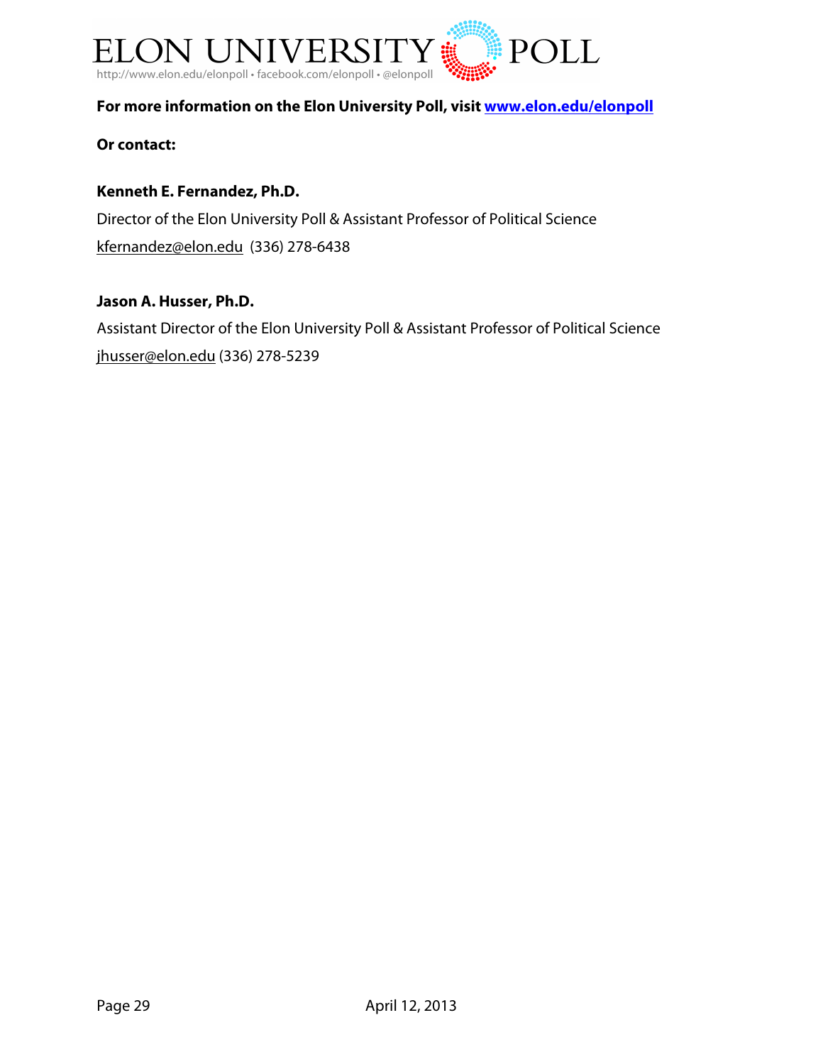**For more information on the Elon University Poll, visit www.elon.edu/elonpoll**

**Or contact:**

**Kenneth E. Fernandez, Ph.D.**

Director of the Elon University Poll & Assistant Professor of Political Science

kfernandez@elon.edu (336) 278-6438

**Jason A. Husser, Ph.D.**

Assistant Director of the Elon University Poll & Assistant Professor of Political Science

jhusser@elon.edu (336) 278-5239